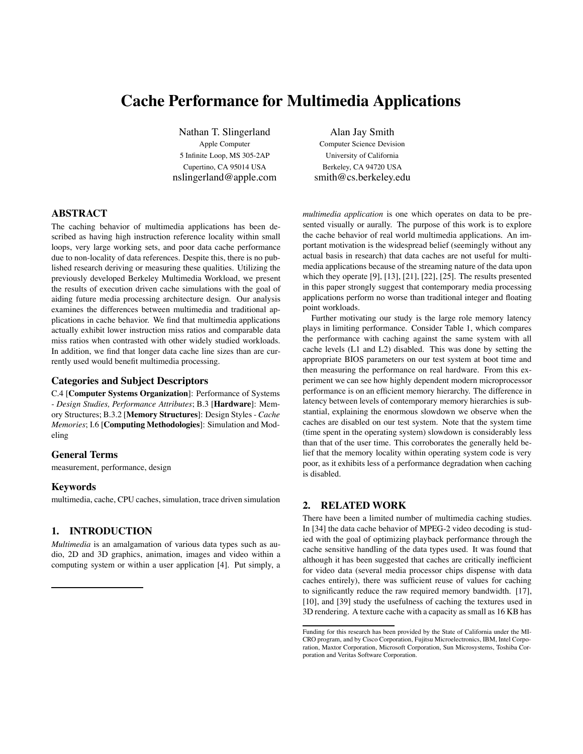# Cache Performance for Multimedia Applications

Nathan T. Slingerland
Apple Computer
5 Infinite Loop, MS 305-2AP
Cupertino, CA 95014 USA
nslingerland@apple.com

Alan Jay Smith
Computer Science Devision
University of California
Berkeley, CA 94720 USA
smith@cs.berkeley.edu

## ABSTRACT

The caching behavior of multimedia applications has been described as having high instruction reference locality within small loops, very large working sets, and poor data cache performance due to non-locality of data references. Despite this, there is no published research deriving or measuring these qualities. Utilizing the previously developed Berkeley Multimedia Workload, we present the results of execution driven cache simulations with the goal of aiding future media processing architecture design. Our analysis examines the differences between multimedia and traditional applications in cache behavior. We find that multimedia applications actually exhibit lower instruction miss ratios and comparable data miss ratios when contrasted with other widely studied workloads. In addition, we find that longer data cache line sizes than are currently used would benefit multimedia processing.

### Categories and Subject Descriptors

C.4 [**Computer Systems Organization**]: Performance of Systems - *Design Studies, Performance Attributes*; B.3 [**Hardware**]: Memory Structures; B.3.2 [**Memory Structures**]: Design Styles - *Cache Memories*; I.6 [**Computing Methodologies**]: Simulation and Modeling

### General Terms

measurement, performance, design

### Keywords

multimedia, cache, CPU caches, simulation, trace driven simulation

## 1. INTRODUCTION

*Multimedia* is an amalgamation of various data types such as audio, 2D and 3D graphics, animation, images and video within a computing system or within a user application [4]. Put simply, a *multimedia application* is one which operates on data to be presented visually or aurally. The purpose of this work is to explore the cache behavior of real world multimedia applications. An important motivation is the widespread belief (seemingly without any actual basis in research) that data caches are not useful for multimedia applications because of the streaming nature of the data upon which they operate [9], [13], [21], [22], [25]. The results presented in this paper strongly suggest that contemporary media processing applications perform no worse than traditional integer and floating point workloads.

Further motivating our study is the large role memory latency plays in limiting performance. Consider Table 1, which compares the performance with caching against the same system with all cache levels (L1 and L2) disabled. This was done by setting the appropriate BIOS parameters on our test system at boot time and then measuring the performance on real hardware. From this experiment we can see how highly dependent modern microprocessor performance is on an efficient memory hierarchy. The difference in latency between levels of contemporary memory hierarchies is substantial, explaining the enormous slowdown we observe when the caches are disabled on our test system. Note that the system time (time spent in the operating system) slowdown is considerably less than that of the user time. This corroborates the generally held belief that the memory locality within operating system code is very poor, as it exhibits less of a performance degradation when caching is disabled.

## 2. RELATED WORK

There have been a limited number of multimedia caching studies. In [34] the data cache behavior of MPEG-2 video decoding is studied with the goal of optimizing playback performance through the cache sensitive handling of the data types used. It was found that although it has been suggested that caches are critically inefficient for video data (several media processor chips dispense with data caches entirely), there was sufficient reuse of values for caching to significantly reduce the raw required memory bandwidth. [17], [10], and [39] study the usefulness of caching the textures used in 3D rendering. A texture cache with a capacity as small as 16 KB has

Funding for this research has been provided by the State of California under the MICRO program, and by Cisco Corporation, Fujitsu Microelectronics, IBM, Intel Corporation, Maxtor Corporation, Microsoft Corporation, Sun Microsystems, Toshiba Corporation and Veritas Software Corporation.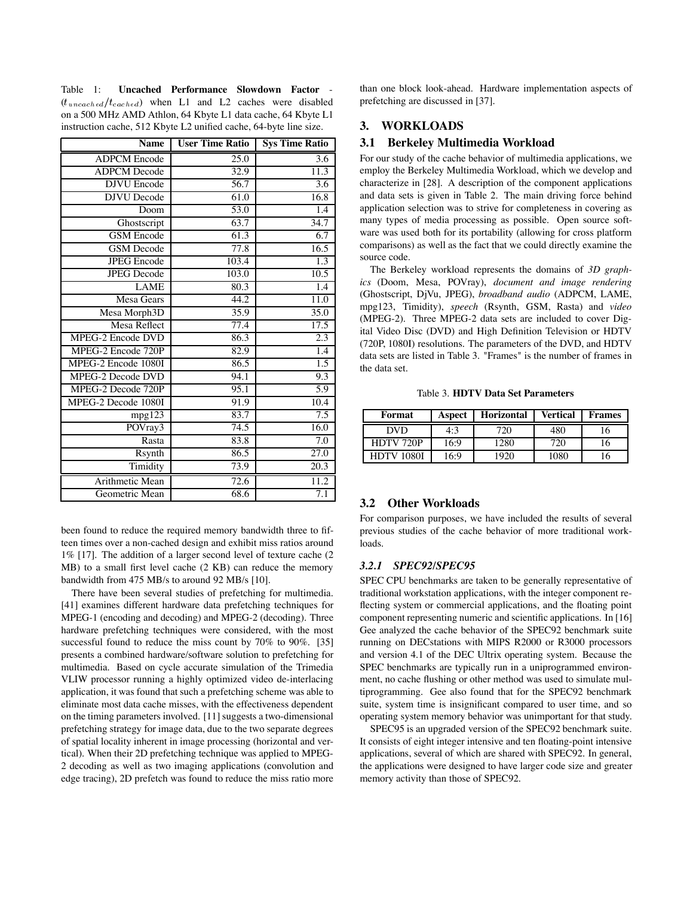Table 1: **Uncached Performance Slowdown Factor** - ($t_{uncached}/t_{cached}$) when L1 and L2 caches were disabled on a 500 MHz AMD Athlon, 64 Kbyte L1 data cache, 64 Kbyte L1 instruction cache, 512 Kbyte L2 unified cache, 64-byte line size.

| Name | User Time Ratio | Sys Time Ratio |
|---|---|---|
| ADPCM Encode | 25.0 | 3.6 |
| ADPCM Decode | 32.9 | 11.3 |
| DJVU Encode | 56.7 | 3.6 |
| DJVU Decode | 61.0 | 16.8 |
| Doom | 53.0 | 1.4 |
| Ghostscript | 63.7 | 34.7 |
| GSM Encode | 61.3 | 6.7 |
| GSM Decode | 77.8 | 16.5 |
| JPEG Encode | 103.4 | 1.3 |
| JPEG Decode | 103.0 | 10.5 |
| LAME | 80.3 | 1.4 |
| Mesa Gears | 44.2 | 11.0 |
| Mesa Morph3D | 35.9 | 35.0 |
| Mesa Reflect | 77.4 | 17.5 |
| MPEG-2 Encode DVD | 86.3 | 2.3 |
| MPEG-2 Encode 720P | 82.9 | 1.4 |
| MPEG-2 Encode 1080I | 86.5 | 1.5 |
| MPEG-2 Decode DVD | 94.1 | 9.3 |
| MPEG-2 Decode 720P | 95.1 | 5.9 |
| MPEG-2 Decode 1080I | 91.9 | 10.4 |
| mpg123 | 83.7 | 7.5 |
| POVray3 | 74.5 | 16.0 |
| Rasta | 83.8 | 7.0 |
| Rsynth | 86.5 | 27.0 |
| Timidity | 73.9 | 20.3 |
| Arithmetic Mean | 72.6 | 11.2 |
| Geometric Mean | 68.6 | 7.1 |

been found to reduce the required memory bandwidth three to fifteen times over a non-cached design and exhibit miss ratios around 1% [17]. The addition of a larger second level of texture cache (2 MB) to a small first level cache (2 KB) can reduce the memory bandwidth from 475 MB/s to around 92 MB/s [10].

There have been several studies of prefetching for multimedia. [41] examines different hardware data prefetching techniques for MPEG-1 (encoding and decoding) and MPEG-2 (decoding). Three hardware prefetching techniques were considered, with the most successful found to reduce the miss count by 70% to 90%. [35] presents a combined hardware/software solution to prefetching for multimedia. Based on cycle accurate simulation of the Trimedia VLIW processor running a highly optimized video de-interlacing application, it was found that such a prefetching scheme was able to eliminate most data cache misses, with the effectiveness dependent on the timing parameters involved. [11] suggests a two-dimensional prefetching strategy for image data, due to the two separate degrees of spatial locality inherent in image processing (horizontal and vertical). When their 2D prefetching technique was applied to MPEG-2 decoding as well as two imaging applications (convolution and edge tracing), 2D prefetch was found to reduce the miss ratio more than one block look-ahead. Hardware implementation aspects of prefetching are discussed in [37].

## 3. WORKLOADS

### 3.1 Berkeley Multimedia Workload

For our study of the cache behavior of multimedia applications, we employ the Berkeley Multimedia Workload, which we develop and characterize in [28]. A description of the component applications and data sets is given in Table 2. The main driving force behind application selection was to strive for completeness in covering as many types of media processing as possible. Open source software was used both for its portability (allowing for cross platform comparisons) as well as the fact that we could directly examine the source code.

The Berkeley workload represents the domains of *3D graphics* (Doom, Mesa, POVray), *document and image rendering* (Ghostscript, DjVu, JPEG), *broadband audio* (ADPCM, LAME, mpg123, Timidity), *speech* (Rsynth, GSM, Rasta) and *video* (MPEG-2). Three MPEG-2 data sets are included to cover Digital Video Disc (DVD) and High Definition Television or HDTV (720P, 1080I) resolutions. The parameters of the DVD, and HDTV data sets are listed in Table 3. "Frames" is the number of frames in the data set.

Table 3. **HDTV Data Set Parameters**

| Format | Aspect | Horizontal | Vertical | Frames |
|---|---|---|---|---|
| DVD | 4:3 | 720 | 480 | 16 |
| HDTV 720P | 16:9 | 1280 | 720 | 16 |
| HDTV 1080I | 16:9 | 1920 | 1080 | 16 |

### 3.2 Other Workloads

For comparison purposes, we have included the results of several previous studies of the cache behavior of more traditional workloads.

#### 3.2.1 *SPEC92/SPEC95*

SPEC CPU benchmarks are taken to be generally representative of traditional workstation applications, with the integer component reflecting system or commercial applications, and the floating point component representing numeric and scientific applications. In [16] Gee analyzed the cache behavior of the SPEC92 benchmark suite running on DECstations with MIPS R2000 or R3000 processors and version 4.1 of the DEC Ultrix operating system. Because the SPEC benchmarks are typically run in a uniprogrammed environment, no cache flushing or other method was used to simulate multiprogramming. Gee also found that for the SPEC92 benchmark suite, system time is insignificant compared to user time, and so operating system memory behavior was unimportant for that study.

SPEC95 is an upgraded version of the SPEC92 benchmark suite. It consists of eight integer intensive and ten floating-point intensive applications, several of which are shared with SPEC92. In general, the applications were designed to have larger code size and greater memory activity than those of SPEC92.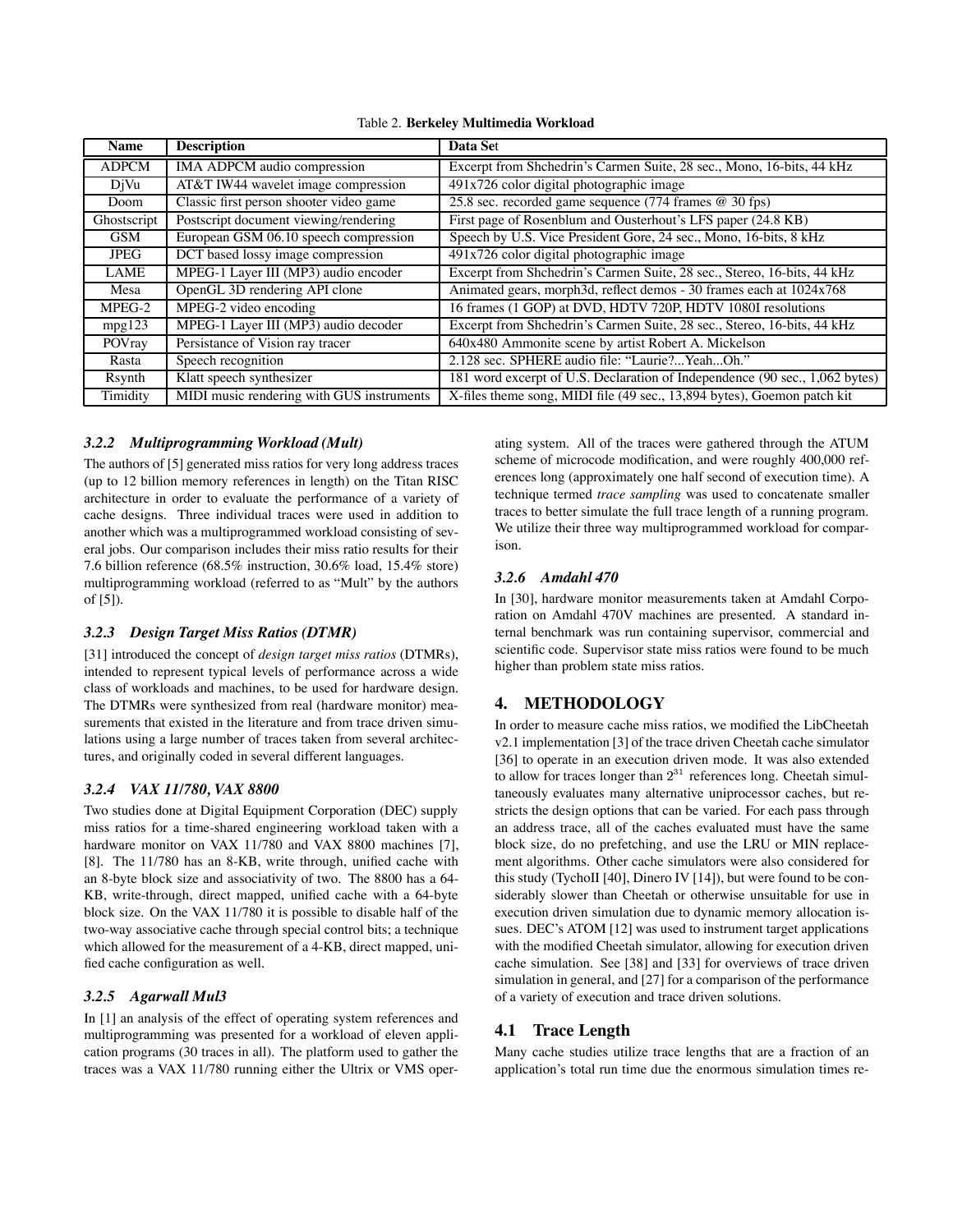Table 2. **Berkeley Multimedia Workload**

| Name | Description | Data Set |
|---|---|---|
| ADPCM | IMA ADPCM audio compression | Excerpt from Shchedrin's Carmen Suite, 28 sec., Mono, 16-bits, 44 kHz |
| DjVu | AT&T IW44 wavelet image compression | 491x726 color digital photographic image |
| Doom | Classic first person shooter video game | 25.8 sec. recorded game sequence (774 frames @ 30 fps) |
| Ghostscript | Postscript document viewing/rendering | First page of Rosenblum and Ousterhout's LFS paper (24.8 KB) |
| GSM | European GSM 06.10 speech compression | Speech by U.S. Vice President Gore, 24 sec., Mono, 16-bits, 8 kHz |
| JPEG | DCT based lossy image compression | 491x726 color digital photographic image |
| LAME | MPEG-1 Layer III (MP3) audio encoder | Excerpt from Shchedrin's Carmen Suite, 28 sec., Stereo, 16-bits, 44 kHz |
| Mesa | OpenGL 3D rendering API clone | Animated gears, morph3d, reflect demos - 30 frames each at 1024x768 |
| MPEG-2 | MPEG-2 video encoding | 16 frames (1 GOP) at DVD, HDTV 720P, HDTV 1080I resolutions |
| mpg123 | MPEG-1 Layer III (MP3) audio decoder | Excerpt from Shchedrin's Carmen Suite, 28 sec., Stereo, 16-bits, 44 kHz |
| POVray | Persistance of Vision ray tracer | 640x480 Ammonite scene by artist Robert A. Mickelson |
| Rasta | Speech recognition | 2.128 sec. SPHERE audio file: "Laurie?...Yeah...Oh." |
| Rsynth | Klatt speech synthesizer | 181 word excerpt of U.S. Declaration of Independence (90 sec., 1,062 bytes) |
| Timidity | MIDI music rendering with GUS instruments | X-files theme song, MIDI file (49 sec., 13,894 bytes), Goemon patch kit |

### *3.2.2 Multiprogramming Workload (Mult)*

The authors of [5] generated miss ratios for very long address traces (up to 12 billion memory references in length) on the Titan RISC architecture in order to evaluate the performance of a variety of cache designs. Three individual traces were used in addition to another which was a multiprogrammed workload consisting of several jobs. Our comparison includes their miss ratio results for their 7.6 billion reference (68.5% instruction, 30.6% load, 15.4% store) multiprogramming workload (referred to as "Mult" by the authors of [5]).

### *3.2.3 Design Target Miss Ratios (DTMR)*

[31] introduced the concept of *design target miss ratios* (DTMRs), intended to represent typical levels of performance across a wide class of workloads and machines, to be used for hardware design. The DTMRs were synthesized from real (hardware monitor) measurements that existed in the literature and from trace driven simulations using a large number of traces taken from several architectures, and originally coded in several different languages.

### *3.2.4 VAX 11/780, VAX 8800*

Two studies done at Digital Equipment Corporation (DEC) supply miss ratios for a time-shared engineering workload taken with a hardware monitor on VAX 11/780 and VAX 8800 machines [7], [8]. The 11/780 has an 8-KB, write through, unified cache with an 8-byte block size and associativity of two. The 8800 has a 64-KB, write-through, direct mapped, unified cache with a 64-byte block size. On the VAX 11/780 it is possible to disable half of the two-way associative cache through special control bits; a technique which allowed for the measurement of a 4-KB, direct mapped, unified cache configuration as well.

### *3.2.5 Agarwall Mul3*

In [1] an analysis of the effect of operating system references and multiprogramming was presented for a workload of eleven application programs (30 traces in all). The platform used to gather the traces was a VAX 11/780 running either the Ultrix or VMS operating system. All of the traces were gathered through the ATUM scheme of microcode modification, and were roughly 400,000 references long (approximately one half second of execution time). A technique termed *trace sampling* was used to concatenate smaller traces to better simulate the full trace length of a running program. We utilize their three way multiprogrammed workload for comparison.

### *3.2.6 Amdahl 470*

In [30], hardware monitor measurements taken at Amdahl Corporation on Amdahl 470V machines are presented. A standard internal benchmark was run containing supervisor, commercial and scientific code. Supervisor state miss ratios were found to be much higher than problem state miss ratios.

## 4. METHODOLOGY

In order to measure cache miss ratios, we modified the LibCheetah v2.1 implementation [3] of the trace driven Cheetah cache simulator [36] to operate in an execution driven mode. It was also extended to allow for traces longer than $2^{31}$ references long. Cheetah simultaneously evaluates many alternative uniprocessor caches, but restricts the design options that can be varied. For each pass through an address trace, all of the caches evaluated must have the same block size, do no prefetching, and use the LRU or MIN replacement algorithms. Other cache simulators were also considered for this study (TychoII [40], Dinero IV [14]), but were found to be considerably slower than Cheetah or otherwise unsuitable for use in execution driven simulation due to dynamic memory allocation issues. DEC's ATOM [12] was used to instrument target applications with the modified Cheetah simulator, allowing for execution driven cache simulation. See [38] and [33] for overviews of trace driven simulation in general, and [27] for a comparison of the performance of a variety of execution and trace driven solutions.

### 4.1 Trace Length

Many cache studies utilize trace lengths that are a fraction of an application's total run time due the enormous simulation times re-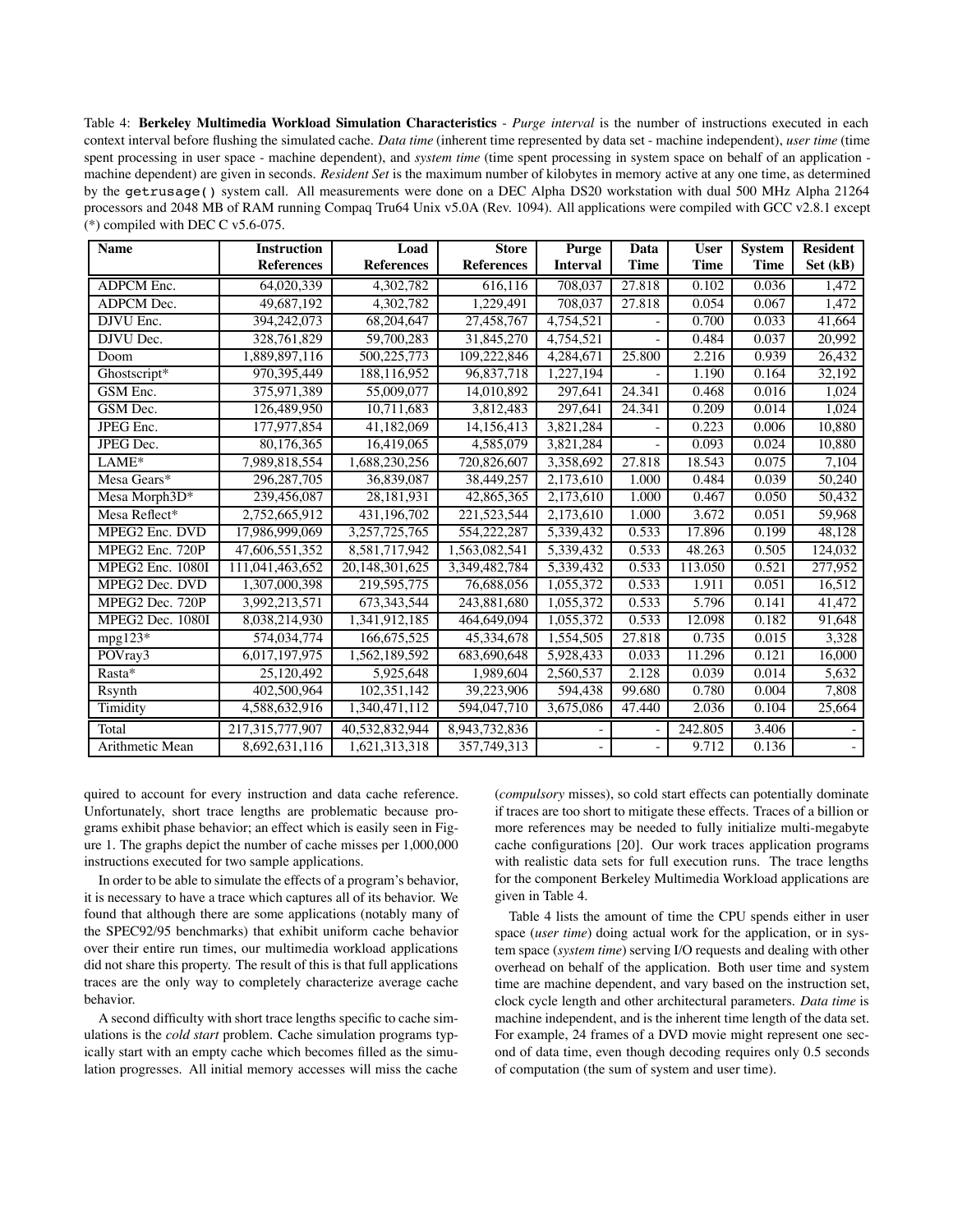Table 4: **Berkeley Multimedia Workload Simulation Characteristics** - *Purge interval* is the number of instructions executed in each context interval before flushing the simulated cache. *Data time* (inherent time represented by data set - machine independent), *user time* (time spent processing in user space - machine dependent), and *system time* (time spent processing in system space on behalf of an application - machine dependent) are given in seconds. *Resident Set* is the maximum number of kilobytes in memory active at any one time, as determined by the `getrusage()` system call. All measurements were done on a DEC Alpha DS20 workstation with dual 500 MHz Alpha 21264 processors and 2048 MB of RAM running Compaq Tru64 Unix v5.0A (Rev. 1094). All applications were compiled with GCC v2.8.1 except (*) compiled with DEC C v5.6-075.

| Name | Instruction References | Load References | Store References | Purge Interval | Data Time | User Time | System Time | Resident Set (kB) |
|---|---|---|---|---|---|---|---|---|
| ADPCM Enc. | 64,020,339 | 4,302,782 | 616,116 | 708,037 | 27.818 | 0.102 | 0.036 | 1,472 |
| ADPCM Dec. | 49,687,192 | 4,302,782 | 1,229,491 | 708,037 | 27.818 | 0.054 | 0.067 | 1,472 |
| DJVU Enc. | 394,242,073 | 68,204,647 | 27,458,767 | 4,754,521 | - | 0.700 | 0.033 | 41,664 |
| DJVU Dec. | 328,761,829 | 59,700,283 | 31,845,270 | 4,754,521 | - | 0.484 | 0.037 | 20,992 |
| Doom | 1,889,897,116 | 500,225,773 | 109,222,846 | 4,284,671 | 25.800 | 2.216 | 0.939 | 26,432 |
| Ghostscript* | 970,395,449 | 188,116,952 | 96,837,718 | 1,227,194 | - | 1.190 | 0.164 | 32,192 |
| GSM Enc. | 375,971,389 | 55,009,077 | 14,010,892 | 297,641 | 24.341 | 0.468 | 0.016 | 1,024 |
| GSM Dec. | 126,489,950 | 10,711,683 | 3,812,483 | 297,641 | 24.341 | 0.209 | 0.014 | 1,024 |
| JPEG Enc. | 177,977,854 | 41,182,069 | 14,156,413 | 3,821,284 | - | 0.223 | 0.006 | 10,880 |
| JPEG Dec. | 80,176,365 | 16,419,065 | 4,585,079 | 3,821,284 | - | 0.093 | 0.024 | 10,880 |
| LAME* | 7,989,818,554 | 1,688,230,256 | 720,826,607 | 3,358,692 | 27.818 | 18.543 | 0.075 | 7,104 |
| Mesa Gears* | 296,287,705 | 36,839,087 | 38,449,257 | 2,173,610 | 1.000 | 0.484 | 0.039 | 50,240 |
| Mesa Morph3D* | 239,456,087 | 28,181,931 | 42,865,365 | 2,173,610 | 1.000 | 0.467 | 0.050 | 50,432 |
| Mesa Reflect* | 2,752,665,912 | 431,196,702 | 221,523,544 | 2,173,610 | 1.000 | 3.672 | 0.051 | 59,968 |
| MPEG2 Enc. DVD | 17,986,999,069 | 3,257,725,765 | 554,222,287 | 5,339,432 | 0.533 | 17.896 | 0.199 | 48,128 |
| MPEG2 Enc. 720P | 47,606,551,352 | 8,581,717,942 | 1,563,082,541 | 5,339,432 | 0.533 | 48.263 | 0.505 | 124,032 |
| MPEG2 Enc. 1080I | 111,041,463,652 | 20,148,301,625 | 3,349,482,784 | 5,339,432 | 0.533 | 113.050 | 0.521 | 277,952 |
| MPEG2 Dec. DVD | 1,307,000,398 | 219,595,775 | 76,688,056 | 1,055,372 | 0.533 | 1.911 | 0.051 | 16,512 |
| MPEG2 Dec. 720P | 3,992,213,571 | 673,343,544 | 243,881,680 | 1,055,372 | 0.533 | 5.796 | 0.141 | 41,472 |
| MPEG2 Dec. 1080I | 8,038,214,930 | 1,341,912,185 | 464,649,094 | 1,055,372 | 0.533 | 12.098 | 0.182 | 91,648 |
| mpg123* | 574,034,774 | 166,675,525 | 45,334,678 | 1,554,505 | 27.818 | 0.735 | 0.015 | 3,328 |
| POVray3 | 6,017,197,975 | 1,562,189,592 | 683,690,648 | 5,928,433 | 0.033 | 11.296 | 0.121 | 16,000 |
| Rasta* | 25,120,492 | 5,925,648 | 1,989,604 | 2,560,537 | 2.128 | 0.039 | 0.014 | 5,632 |
| Rsynth | 402,500,964 | 102,351,142 | 39,223,906 | 594,438 | 99.680 | 0.780 | 0.004 | 7,808 |
| Timidity | 4,588,632,916 | 1,340,471,112 | 594,047,710 | 3,675,086 | 47.440 | 2.036 | 0.104 | 25,664 |
| Total | 217,315,777,907 | 40,532,832,944 | 8,943,732,836 | - | - | 242.805 | 3.406 | - |
| Arithmetic Mean | 8,692,631,116 | 1,621,313,318 | 357,749,313 | - | - | 9.712 | 0.136 | - |

quired to account for every instruction and data cache reference. Unfortunately, short trace lengths are problematic because programs exhibit phase behavior; an effect which is easily seen in Figure 1. The graphs depict the number of cache misses per 1,000,000 instructions executed for two sample applications.

In order to be able to simulate the effects of a program's behavior, it is necessary to have a trace which captures all of its behavior. We found that although there are some applications (notably many of the SPEC92/95 benchmarks) that exhibit uniform cache behavior over their entire run times, our multimedia workload applications did not share this property. The result of this is that full applications traces are the only way to completely characterize average cache behavior.

A second difficulty with short trace lengths specific to cache simulations is the *cold start* problem. Cache simulation programs typically start with an empty cache which becomes filled as the simulation progresses. All initial memory accesses will miss the cache (*compulsory* misses), so cold start effects can potentially dominate if traces are too short to mitigate these effects. Traces of a billion or more references may be needed to fully initialize multi-megabyte cache configurations [20]. Our work traces application programs with realistic data sets for full execution runs. The trace lengths for the component Berkeley Multimedia Workload applications are given in Table 4.

Table 4 lists the amount of time the CPU spends either in user space (*user time*) doing actual work for the application, or in system space (*system time*) serving I/O requests and dealing with other overhead on behalf of the application. Both user time and system time are machine dependent, and vary based on the instruction set, clock cycle length and other architectural parameters. *Data time* is machine independent, and is the inherent time length of the data set. For example, 24 frames of a DVD movie might represent one second of data time, even though decoding requires only 0.5 seconds of computation (the sum of system and user time).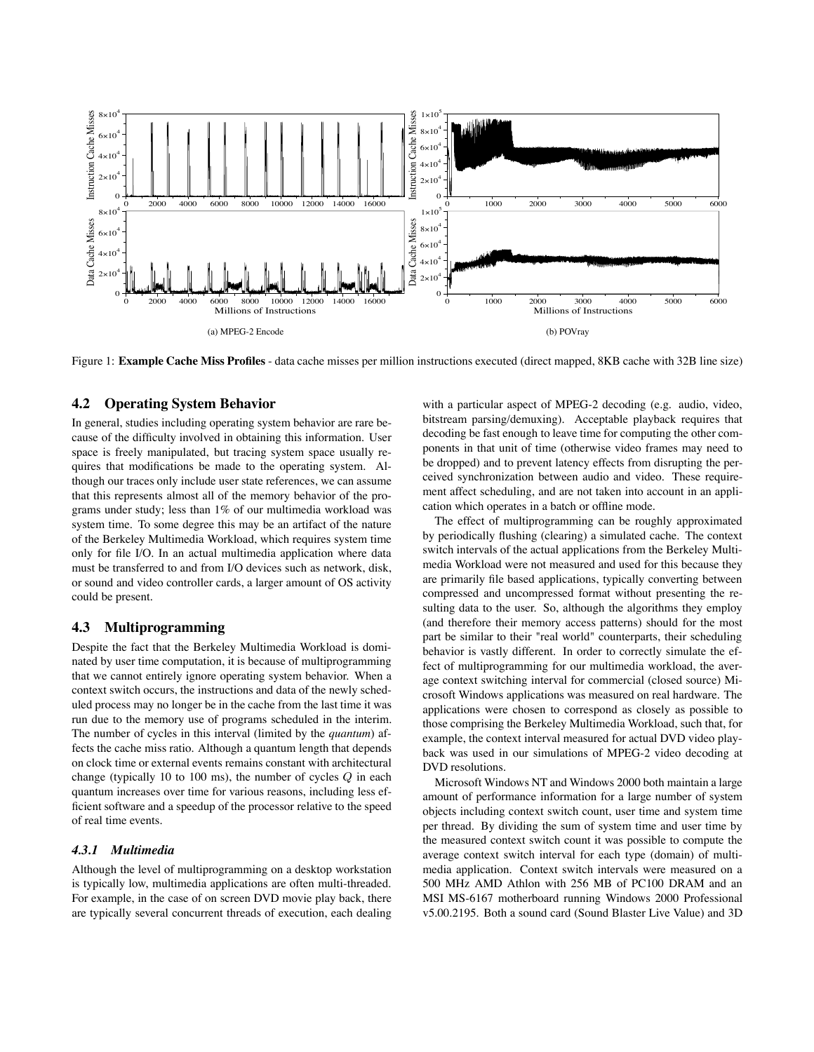Instruction Cache Misses
8×10^4
6×10^4
4×10^4
2×10^4
0
0 2000 4000 6000 8000 10000 12000 14000 16000

Data Cache Misses
8×10^4
6×10^4
4×10^4
2×10^4
0
0 2000 4000 6000 8000 10000 12000 14000 16000
Millions of Instructions

(a) MPEG-2 Encode

Instruction Cache Misses
1×10^5
8×10^4
6×10^4
4×10^4
2×10^4
0
0 1000 2000 3000 4000 5000 6000

Data Cache Misses
1×10^5
8×10^4
6×10^4
4×10^4
2×10^4
0
0 1000 2000 3000 4000 5000 6000
Millions of Instructions

(b) POVray

Figure 1: **Example Cache Miss Profiles** - data cache misses per million instructions executed (direct mapped, 8KB cache with 32B line size)

## 4.2 Operating System Behavior

In general, studies including operating system behavior are rare because of the difficulty involved in obtaining this information. User space is freely manipulated, but tracing system space usually requires that modifications be made to the operating system. Although our traces only include user state references, we can assume that this represents almost all of the memory behavior of the programs under study; less than 1% of our multimedia workload was system time. To some degree this may be an artifact of the nature of the Berkeley Multimedia Workload, which requires system time only for file I/O. In an actual multimedia application where data must be transferred to and from I/O devices such as network, disk, or sound and video controller cards, a larger amount of OS activity could be present.

## 4.3 Multiprogramming

Despite the fact that the Berkeley Multimedia Workload is dominated by user time computation, it is because of multiprogramming that we cannot entirely ignore operating system behavior. When a context switch occurs, the instructions and data of the newly scheduled process may no longer be in the cache from the last time it was run due to the memory use of programs scheduled in the interim. The number of cycles in this interval (limited by the *quantum*) affects the cache miss ratio. Although a quantum length that depends on clock time or external events remains constant with architectural change (typically 10 to 100 ms), the number of cycles $Q$ in each quantum increases over time for various reasons, including less efficient software and a speedup of the processor relative to the speed of real time events.

### 4.3.1 Multimedia

Although the level of multiprogramming on a desktop workstation is typically low, multimedia applications are often multi-threaded. For example, in the case of on screen DVD movie play back, there are typically several concurrent threads of execution, each dealing with a particular aspect of MPEG-2 decoding (e.g. audio, video, bitstream parsing/demuxing). Acceptable playback requires that decoding be fast enough to leave time for computing the other components in that unit of time (otherwise video frames may need to be dropped) and to prevent latency effects from disrupting the perceived synchronization between audio and video. These requirement affect scheduling, and are not taken into account in an application which operates in a batch or offline mode.

The effect of multiprogramming can be roughly approximated by periodically flushing (clearing) a simulated cache. The context switch intervals of the actual applications from the Berkeley Multimedia Workload were not measured and used for this because they are primarily file based applications, typically converting between compressed and uncompressed format without presenting the resulting data to the user. So, although the algorithms they employ (and therefore their memory access patterns) should for the most part be similar to their "real world" counterparts, their scheduling behavior is vastly different. In order to correctly simulate the effect of multiprogramming for our multimedia workload, the average context switching interval for commercial (closed source) Microsoft Windows applications was measured on real hardware. The applications were chosen to correspond as closely as possible to those comprising the Berkeley Multimedia Workload, such that, for example, the context interval measured for actual DVD video playback was used in our simulations of MPEG-2 video decoding at DVD resolutions.

Microsoft Windows NT and Windows 2000 both maintain a large amount of performance information for a large number of system objects including context switch count, user time and system time per thread. By dividing the sum of system time and user time by the measured context switch count it was possible to compute the average context switch interval for each type (domain) of multimedia application. Context switch intervals were measured on a 500 MHz AMD Athlon with 256 MB of PC100 DRAM and an MSI MS-6167 motherboard running Windows 2000 Professional v5.00.2195. Both a sound card (Sound Blaster Live Value) and 3D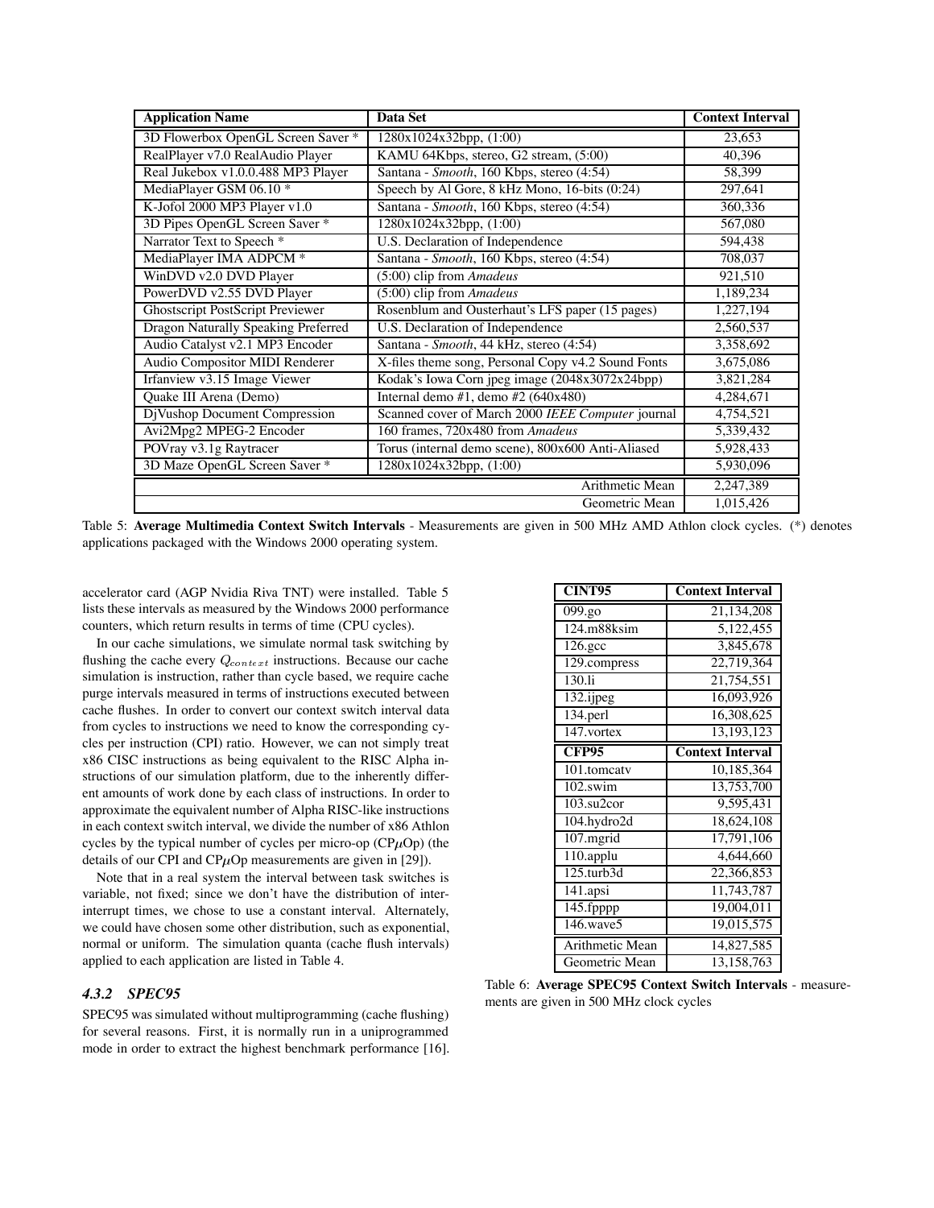| Application Name | Data Set | Context Interval |
|---|---|---|
| 3D Flowerbox OpenGL Screen Saver * | 1280x1024x32bpp, (1:00) | 23,653 |
| RealPlayer v7.0 RealAudio Player | KAMU 64Kbps, stereo, G2 stream, (5:00) | 40,396 |
| Real Jukebox v1.0.0.488 MP3 Player | Santana - *Smooth*, 160 Kbps, stereo (4:54) | 58,399 |
| MediaPlayer GSM 06.10 * | Speech by Al Gore, 8 kHz Mono, 16-bits (0:24) | 297,641 |
| K-Jofol 2000 MP3 Player v1.0 | Santana - *Smooth*, 160 Kbps, stereo (4:54) | 360,336 |
| 3D Pipes OpenGL Screen Saver * | 1280x1024x32bpp, (1:00) | 567,080 |
| Narrator Text to Speech * | U.S. Declaration of Independence | 594,438 |
| MediaPlayer IMA ADPCM * | Santana - *Smooth*, 160 Kbps, stereo (4:54) | 708,037 |
| WinDVD v2.0 DVD Player | (5:00) clip from *Amadeus* | 921,510 |
| PowerDVD v2.55 DVD Player | (5:00) clip from *Amadeus* | 1,189,234 |
| Ghostscript PostScript Previewer | Rosenblum and Ousterhaut's LFS paper (15 pages) | 1,227,194 |
| Dragon Naturally Speaking Preferred | U.S. Declaration of Independence | 2,560,537 |
| Audio Catalyst v2.1 MP3 Encoder | Santana - *Smooth*, 44 kHz, stereo (4:54) | 3,358,692 |
| Audio Compositor MIDI Renderer | X-files theme song, Personal Copy v4.2 Sound Fonts | 3,675,086 |
| Irfanview v3.15 Image Viewer | Kodak's Iowa Corn jpeg image (2048x3072x24bpp) | 3,821,284 |
| Quake III Arena (Demo) | Internal demo #1, demo #2 (640x480) | 4,284,671 |
| DjVushop Document Compression | Scanned cover of March 2000 *IEEE Computer* journal | 4,754,521 |
| Avi2Mpg2 MPEG-2 Encoder | 160 frames, 720x480 from *Amadeus* | 5,339,432 |
| POVray v3.1g Raytracer | Torus (internal demo scene), 800x600 Anti-Aliased | 5,928,433 |
| 3D Maze OpenGL Screen Saver * | 1280x1024x32bpp, (1:00) | 5,930,096 |
| | Arithmetic Mean | 2,247,389 |
| | Geometric Mean | 1,015,426 |

Table 5: **Average Multimedia Context Switch Intervals** - Measurements are given in 500 MHz AMD Athlon clock cycles. (*) denotes applications packaged with the Windows 2000 operating system.

accelerator card (AGP Nvidia Riva TNT) were installed. Table 5 lists these intervals as measured by the Windows 2000 performance counters, which return results in terms of time (CPU cycles).

In our cache simulations, we simulate normal task switching by flushing the cache every $Q_{context}$ instructions. Because our cache simulation is instruction, rather than cycle based, we require cache purge intervals measured in terms of instructions executed between cache flushes. In order to convert our context switch interval data from cycles to instructions we need to know the corresponding cycles per instruction (CPI) ratio. However, we can not simply treat x86 CISC instructions as being equivalent to the RISC Alpha instructions of our simulation platform, due to the inherently different amounts of work done by each class of instructions. In order to approximate the equivalent number of Alpha RISC-like instructions in each context switch interval, we divide the number of x86 Athlon cycles by the typical number of cycles per micro-op (CP$\mu$Op) (the details of our CPI and CP$\mu$Op measurements are given in [29]).

Note that in a real system the interval between task switches is variable, not fixed; since we don't have the distribution of inter-interrupt times, we chose to use a constant interval. Alternately, we could have chosen some other distribution, such as exponential, normal or uniform. The simulation quanta (cache flush intervals) applied to each application are listed in Table 4.

#### 4.3.2 SPEC95

SPEC95 was simulated without multiprogramming (cache flushing) for several reasons. First, it is normally run in a uniprogrammed mode in order to extract the highest benchmark performance [16].

| CINT95 | Context Interval |
|---|---|
| 099.go | 21,134,208 |
| 124.m88ksim | 5,122,455 |
| 126.gcc | 3,845,678 |
| 129.compress | 22,719,364 |
| 130.li | 21,754,551 |
| 132.ijpeg | 16,093,926 |
| 134.perl | 16,308,625 |
| 147.vortex | 13,193,123 |
| **CFP95** | **Context Interval** |
| 101.tomcatv | 10,185,364 |
| 102.swim | 13,753,700 |
| 103.su2cor | 9,595,431 |
| 104.hydro2d | 18,624,108 |
| 107.mgrid | 17,791,106 |
| 110.applu | 4,644,660 |
| 125.turb3d | 22,366,853 |
| 141.apsi | 11,743,787 |
| 145.fpppp | 19,004,011 |
| 146.wave5 | 19,015,575 |
| Arithmetic Mean | 14,827,585 |
| Geometric Mean | 13,158,763 |

Table 6: **Average SPEC95 Context Switch Intervals** - measurements are given in 500 MHz clock cycles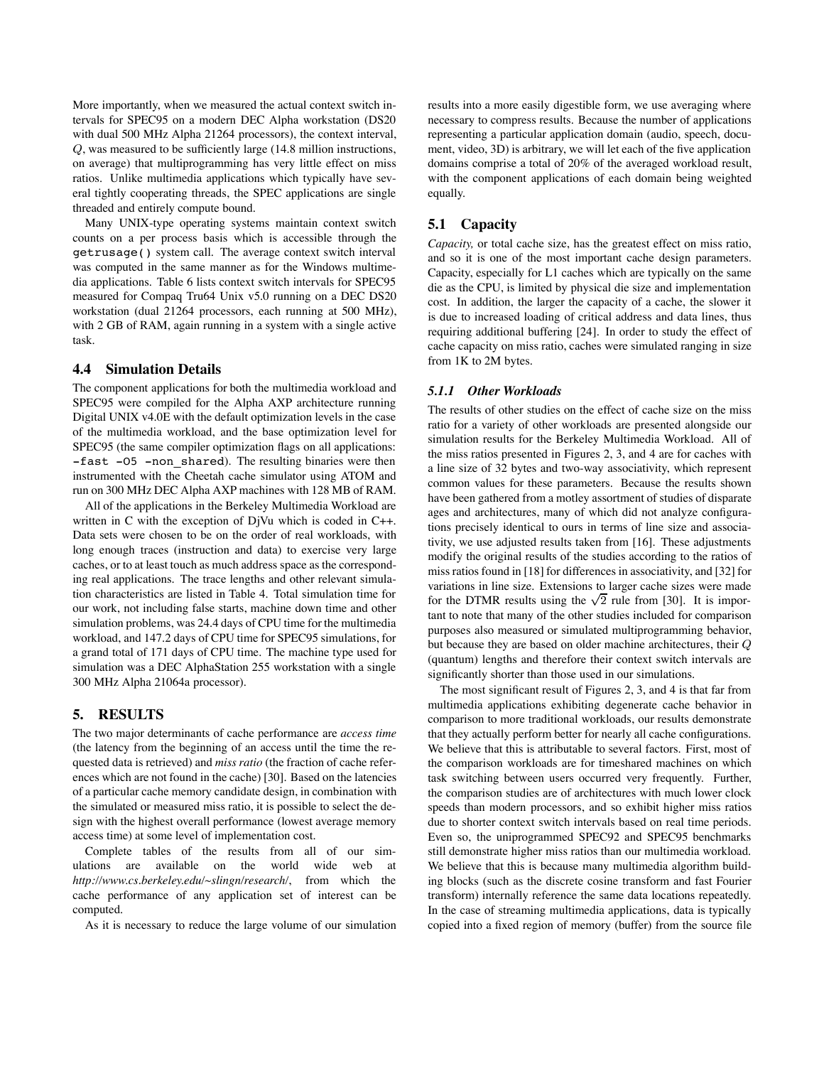More importantly, when we measured the actual context switch intervals for SPEC95 on a modern DEC Alpha workstation (DS20 with dual 500 MHz Alpha 21264 processors), the context interval, $Q$, was measured to be sufficiently large (14.8 million instructions, on average) that multiprogramming has very little effect on miss ratios. Unlike multimedia applications which typically have several tightly cooperating threads, the SPEC applications are single threaded and entirely compute bound.

Many UNIX-type operating systems maintain context switch counts on a per process basis which is accessible through the `getrusage()` system call. The average context switch interval was computed in the same manner as for the Windows multimedia applications. Table 6 lists context switch intervals for SPEC95 measured for Compaq Tru64 Unix v5.0 running on a DEC DS20 workstation (dual 21264 processors, each running at 500 MHz), with 2 GB of RAM, again running in a system with a single active task.

### 4.4 Simulation Details

The component applications for both the multimedia workload and SPEC95 were compiled for the Alpha AXP architecture running Digital UNIX v4.0E with the default optimization levels in the case of the multimedia workload, and the base optimization level for SPEC95 (the same compiler optimization flags on all applications: `-fast -O5 -non_shared`). The resulting binaries were then instrumented with the Cheetah cache simulator using ATOM and run on 300 MHz DEC Alpha AXP machines with 128 MB of RAM.

All of the applications in the Berkeley Multimedia Workload are written in C with the exception of DjVu which is coded in C++. Data sets were chosen to be on the order of real workloads, with long enough traces (instruction and data) to exercise very large caches, or to at least touch as much address space as the corresponding real applications. The trace lengths and other relevant simulation characteristics are listed in Table 4. Total simulation time for our work, not including false starts, machine down time and other simulation problems, was 24.4 days of CPU time for the multimedia workload, and 147.2 days of CPU time for SPEC95 simulations, for a grand total of 171 days of CPU time. The machine type used for simulation was a DEC AlphaStation 255 workstation with a single 300 MHz Alpha 21064a processor).

## 5. RESULTS

The two major determinants of cache performance are *access time* (the latency from the beginning of an access until the time the requested data is retrieved) and *miss ratio* (the fraction of cache references which are not found in the cache) [30]. Based on the latencies of a particular cache memory candidate design, in combination with the simulated or measured miss ratio, it is possible to select the design with the highest overall performance (lowest average memory access time) at some level of implementation cost.

Complete tables of the results from all of our simulations are available on the world wide web at *http://www.cs.berkeley.edu/~slingn/research/*, from which the cache performance of any application set of interest can be computed.

As it is necessary to reduce the large volume of our simulation results into a more easily digestible form, we use averaging where necessary to compress results. Because the number of applications representing a particular application domain (audio, speech, document, video, 3D) is arbitrary, we will let each of the five application domains comprise a total of 20% of the averaged workload result, with the component applications of each domain being weighted equally.

### 5.1 Capacity

*Capacity,* or total cache size, has the greatest effect on miss ratio, and so it is one of the most important cache design parameters. Capacity, especially for L1 caches which are typically on the same die as the CPU, is limited by physical die size and implementation cost. In addition, the larger the capacity of a cache, the slower it is due to increased loading of critical address and data lines, thus requiring additional buffering [24]. In order to study the effect of cache capacity on miss ratio, caches were simulated ranging in size from 1K to 2M bytes.

#### 5.1.1 Other Workloads

The results of other studies on the effect of cache size on the miss ratio for a variety of other workloads are presented alongside our simulation results for the Berkeley Multimedia Workload. All of the miss ratios presented in Figures 2, 3, and 4 are for caches with a line size of 32 bytes and two-way associativity, which represent common values for these parameters. Because the results shown have been gathered from a motley assortment of studies of disparate ages and architectures, many of which did not analyze configurations precisely identical to ours in terms of line size and associativity, we use adjusted results taken from [16]. These adjustments modify the original results of the studies according to the ratios of miss ratios found in [18] for differences in associativity, and [32] for variations in line size. Extensions to larger cache sizes were made for the DTMR results using the $\sqrt{2}$ rule from [30]. It is important to note that many of the other studies included for comparison purposes also measured or simulated multiprogramming behavior, but because they are based on older machine architectures, their $Q$ (quantum) lengths and therefore their context switch intervals are significantly shorter than those used in our simulations.

The most significant result of Figures 2, 3, and 4 is that far from multimedia applications exhibiting degenerate cache behavior in comparison to more traditional workloads, our results demonstrate that they actually perform better for nearly all cache configurations. We believe that this is attributable to several factors. First, most of the comparison workloads are for timeshared machines on which task switching between users occurred very frequently. Further, the comparison studies are of architectures with much lower clock speeds than modern processors, and so exhibit higher miss ratios due to shorter context switch intervals based on real time periods. Even so, the uniprogrammed SPEC92 and SPEC95 benchmarks still demonstrate higher miss ratios than our multimedia workload. We believe that this is because many multimedia algorithm building blocks (such as the discrete cosine transform and fast Fourier transform) internally reference the same data locations repeatedly. In the case of streaming multimedia applications, data is typically copied into a fixed region of memory (buffer) from the source file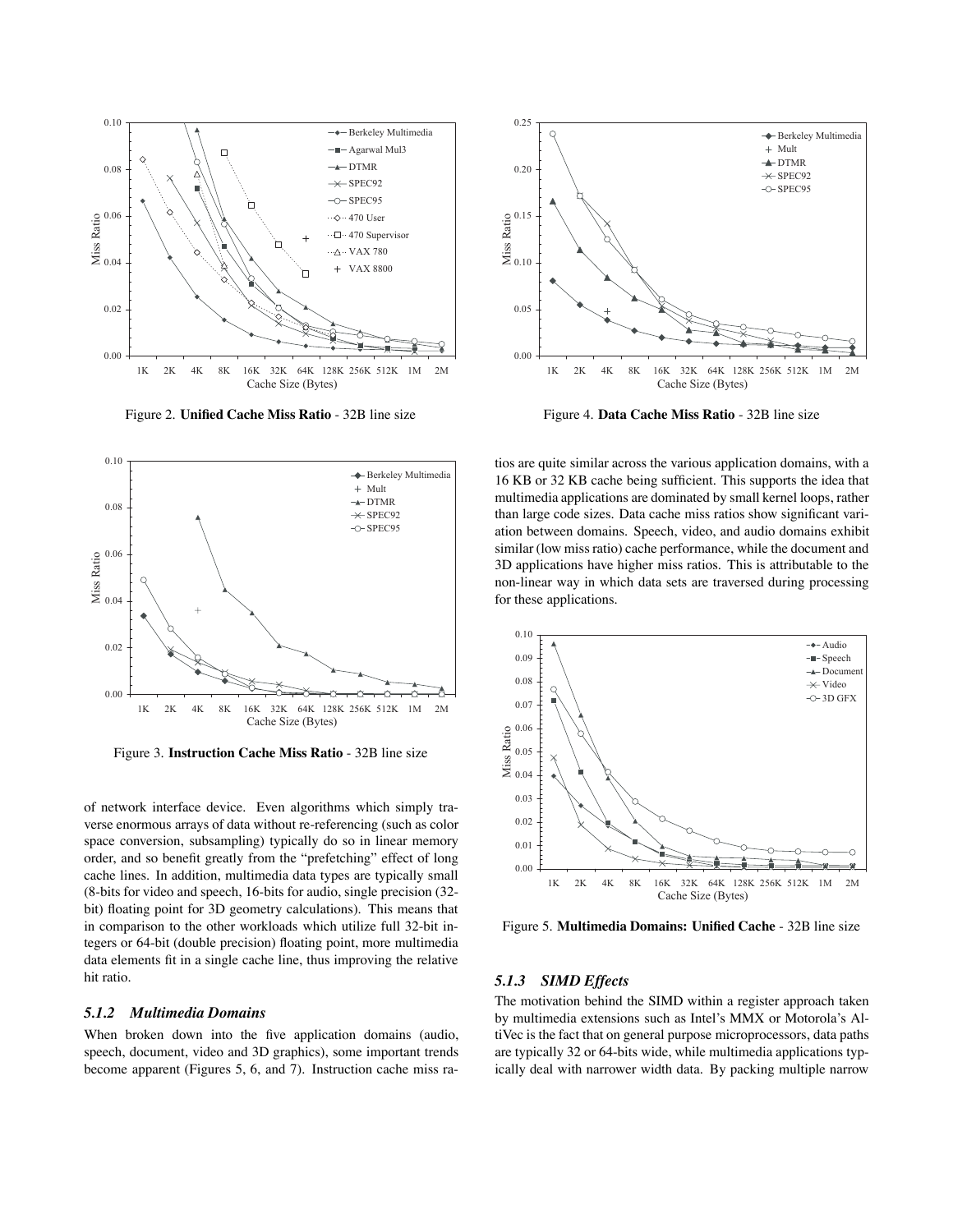Figure 2. **Unified Cache Miss Ratio** - 32B line size

Figure 3. **Instruction Cache Miss Ratio** - 32B line size

of network interface device. Even algorithms which simply traverse enormous arrays of data without re-referencing (such as color space conversion, subsampling) typically do so in linear memory order, and so benefit greatly from the "prefetching" effect of long cache lines. In addition, multimedia data types are typically small (8-bits for video and speech, 16-bits for audio, single precision (32-bit) floating point for 3D geometry calculations). This means that in comparison to the other workloads which utilize full 32-bit integers or 64-bit (double precision) floating point, more multimedia data elements fit in a single cache line, thus improving the relative hit ratio.

### *5.1.2 Multimedia Domains*

When broken down into the five application domains (audio, speech, document, video and 3D graphics), some important trends become apparent (Figures 5, 6, and 7). Instruction cache miss ratios are quite similar across the various application domains, with a 16 KB or 32 KB cache being sufficient. This supports the idea that multimedia applications are dominated by small kernel loops, rather than large code sizes. Data cache miss ratios show significant variation between domains. Speech, video, and audio domains exhibit similar (low miss ratio) cache performance, while the document and 3D applications have higher miss ratios. This is attributable to the non-linear way in which data sets are traversed during processing for these applications.

Figure 4. **Data Cache Miss Ratio** - 32B line size

Figure 5. **Multimedia Domains: Unified Cache** - 32B line size

### *5.1.3 SIMD Effects*

The motivation behind the SIMD within a register approach taken by multimedia extensions such as Intel's MMX or Motorola's AltiVec is the fact that on general purpose microprocessors, data paths are typically 32 or 64-bits wide, while multimedia applications typically deal with narrower width data. By packing multiple narrow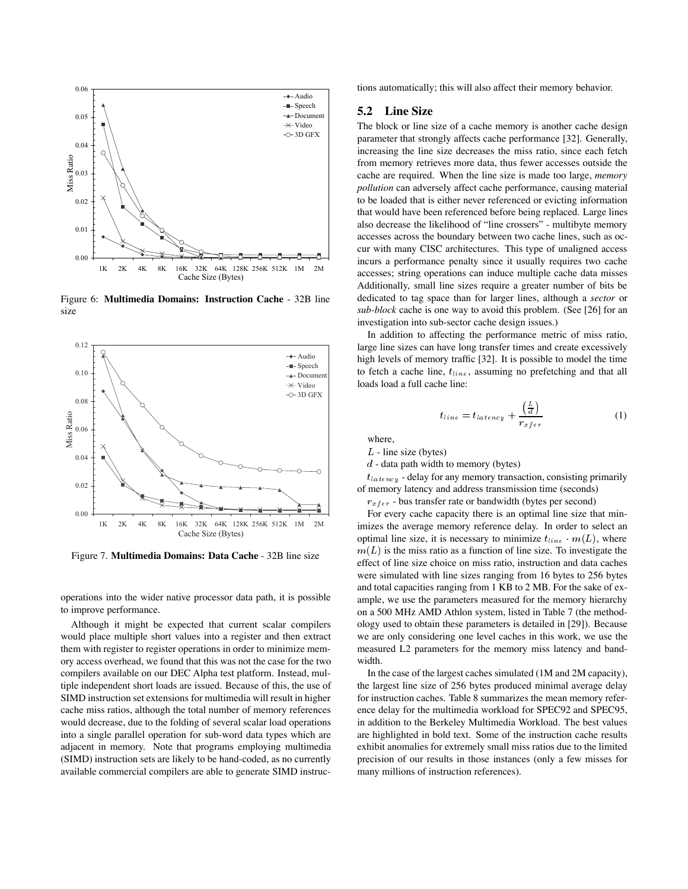0.06
0.05
0.04
0.03
0.02
0.01
0.00
Miss Ratio
Audio
Speech
Document
Video
3D GFX
1K 2K 4K 8K 16K 32K 64K 128K 256K 512K 1M 2M
Cache Size (Bytes)

Figure 6: **Multimedia Domains: Instruction Cache** - 32B line size

0.12
0.10
0.08
0.06
0.04
0.02
0.00
Miss Ratio
Audio
Speech
Document
Video
3D GFX
1K 2K 4K 8K 16K 32K 64K 128K 256K 512K 1M 2M
Cache Size (Bytes)

Figure 7. **Multimedia Domains: Data Cache** - 32B line size

operations into the wider native processor data path, it is possible to improve performance.

Although it might be expected that current scalar compilers would place multiple short values into a register and then extract them with register to register operations in order to minimize memory access overhead, we found that this was not the case for the two compilers available on our DEC Alpha test platform. Instead, multiple independent short loads are issued. Because of this, the use of SIMD instruction set extensions for multimedia will result in higher cache miss ratios, although the total number of memory references would decrease, due to the folding of several scalar load operations into a single parallel operation for sub-word data types which are adjacent in memory. Note that programs employing multimedia (SIMD) instruction sets are likely to be hand-coded, as no currently available commercial compilers are able to generate SIMD instructions automatically; this will also affect their memory behavior.

## 5.2 Line Size

The block or line size of a cache memory is another cache design parameter that strongly affects cache performance [32]. Generally, increasing the line size decreases the miss ratio, since each fetch from memory retrieves more data, thus fewer accesses outside the cache are required. When the line size is made too large, *memory pollution* can adversely affect cache performance, causing material to be loaded that is either never referenced or evicting information that would have been referenced before being replaced. Large lines also decrease the likelihood of "line crossers" - multibyte memory accesses across the boundary between two cache lines, such as occur with many CISC architectures. This type of unaligned access incurs a performance penalty since it usually requires two cache accesses; string operations can induce multiple cache data misses Additionally, small line sizes require a greater number of bits be dedicated to tag space than for larger lines, although a *sector* or *sub-block* cache is one way to avoid this problem. (See [26] for an investigation into sub-sector cache design issues.)

In addition to affecting the performance metric of miss ratio, large line sizes can have long transfer times and create excessively high levels of memory traffic [32]. It is possible to model the time to fetch a cache line, $t_{line}$, assuming no prefetching and that all loads load a full cache line:

$$t_{line} = t_{latency} + \frac{\left(\frac{L}{d}\right)}{r_{xfer}} \quad (1)$$

where,

$L$ - line size (bytes)

$d$ - data path width to memory (bytes)

$t_{latency}$ - delay for any memory transaction, consisting primarily of memory latency and address transmission time (seconds)

$r_{xfer}$ - bus transfer rate or bandwidth (bytes per second)

For every cache capacity there is an optimal line size that minimizes the average memory reference delay. In order to select an optimal line size, it is necessary to minimize $t_{line} \cdot m(L)$, where $m(L)$ is the miss ratio as a function of line size. To investigate the effect of line size choice on miss ratio, instruction and data caches were simulated with line sizes ranging from 16 bytes to 256 bytes and total capacities ranging from 1 KB to 2 MB. For the sake of example, we use the parameters measured for the memory hierarchy on a 500 MHz AMD Athlon system, listed in Table 7 (the methodology used to obtain these parameters is detailed in [29]). Because we are only considering one level caches in this work, we use the measured L2 parameters for the memory miss latency and bandwidth.

In the case of the largest caches simulated (1M and 2M capacity), the largest line size of 256 bytes produced minimal average delay for instruction caches. Table 8 summarizes the mean memory reference delay for the multimedia workload for SPEC92 and SPEC95, in addition to the Berkeley Multimedia Workload. The best values are highlighted in bold text. Some of the instruction cache results exhibit anomalies for extremely small miss ratios due to the limited precision of our results in those instances (only a few misses for many millions of instruction references).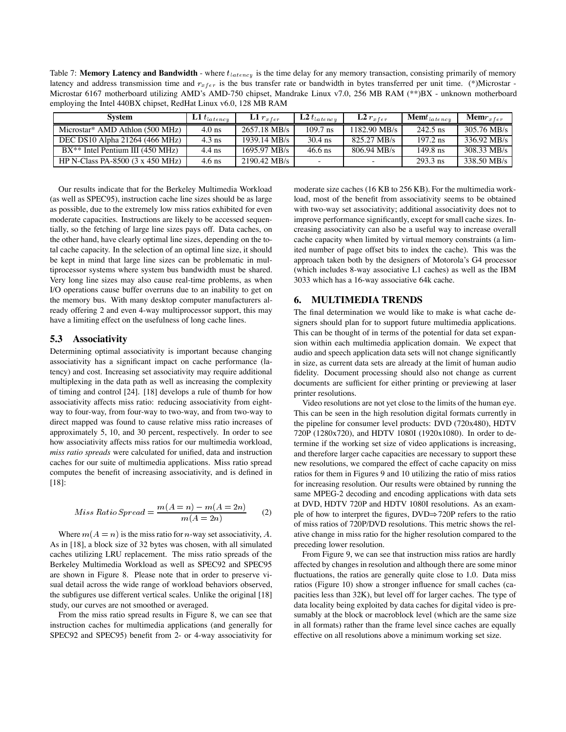Table 7: **Memory Latency and Bandwidth** - where $t_{latency}$ is the time delay for any memory transaction, consisting primarily of memory latency and address transmission time and $r_{xfer}$ is the bus transfer rate or bandwidth in bytes transferred per unit time. (*)Microstar - Microstar 6167 motherboard utilizing AMD's AMD-750 chipset, Mandrake Linux v7.0, 256 MB RAM (**)BX - unknown motherboard employing the Intel 440BX chipset, RedHat Linux v6.0, 128 MB RAM

| System | L1 $t_{latency}$ | L1 $r_{xfer}$ | L2 $t_{latency}$ | L2 $r_{xfer}$ | Mem$t_{latency}$ | Mem$r_{xfer}$ |
|---|---|---|---|---|---|---|
| Microstar* AMD Athlon (500 MHz) | 4.0 ns | 2657.18 MB/s | 109.7 ns | 1182.90 MB/s | 242.5 ns | 305.76 MB/s |
| DEC DS10 Alpha 21264 (466 MHz) | 4.3 ns | 1939.14 MB/s | 30.4 ns | 825.27 MB/s | 197.2 ns | 336.92 MB/s |
| BX** Intel Pentium III (450 MHz) | 4.4 ns | 1695.97 MB/s | 46.6 ns | 806.94 MB/s | 149.8 ns | 308.33 MB/s |
| HP N-Class PA-8500 (3 x 450 MHz) | 4.6 ns | 2190.42 MB/s | - | - | 293.3 ns | 338.50 MB/s |

Our results indicate that for the Berkeley Multimedia Workload (as well as SPEC95), instruction cache line sizes should be as large as possible, due to the extremely low miss ratios exhibited for even moderate capacities. Instructions are likely to be accessed sequentially, so the fetching of large line sizes pays off. Data caches, on the other hand, have clearly optimal line sizes, depending on the total cache capacity. In the selection of an optimal line size, it should be kept in mind that large line sizes can be problematic in multiprocessor systems where system bus bandwidth must be shared. Very long line sizes may also cause real-time problems, as when I/O operations cause buffer overruns due to an inability to get on the memory bus. With many desktop computer manufacturers already offering 2 and even 4-way multiprocessor support, this may have a limiting effect on the usefulness of long cache lines.

### 5.3 Associativity

Determining optimal associativity is important because changing associativity has a significant impact on cache performance (latency) and cost. Increasing set associativity may require additional multiplexing in the data path as well as increasing the complexity of timing and control [24]. [18] develops a rule of thumb for how associativity affects miss ratio: reducing associativity from eight-way to four-way, from four-way to two-way, and from two-way to direct mapped was found to cause relative miss ratio increases of approximately 5, 10, and 30 percent, respectively. In order to see how associativity affects miss ratios for our multimedia workload, *miss ratio spreads* were calculated for unified, data and instruction caches for our suite of multimedia applications. Miss ratio spread computes the benefit of increasing associativity, and is defined in [18]:

$$Miss\ Ratio\ Spread = \frac{m(A = n) - m(A = 2n)}{m(A = 2n)} \qquad (2)$$

Where $m(A = n)$ is the miss ratio for $n$-way set associativity, $A$. As in [18], a block size of 32 bytes was chosen, with all simulated caches utilizing LRU replacement. The miss ratio spreads of the Berkeley Multimedia Workload as well as SPEC92 and SPEC95 are shown in Figure 8. Please note that in order to preserve visual detail across the wide range of workload behaviors observed, the subfigures use different vertical scales. Unlike the original [18] study, our curves are not smoothed or averaged.

From the miss ratio spread results in Figure 8, we can see that instruction caches for multimedia applications (and generally for SPEC92 and SPEC95) benefit from 2- or 4-way associativity for moderate size caches (16 KB to 256 KB). For the multimedia workload, most of the benefit from associativity seems to be obtained with two-way set associativity; additional associativity does not to improve performance significantly, except for small cache sizes. Increasing associativity can also be a useful way to increase overall cache capacity when limited by virtual memory constraints (a limited number of page offset bits to index the cache). This was the approach taken both by the designers of Motorola's G4 processor (which includes 8-way associative L1 caches) as well as the IBM 3033 which has a 16-way associative 64k cache.

## 6. MULTIMEDIA TRENDS

The final determination we would like to make is what cache designers should plan for to support future multimedia applications. This can be thought of in terms of the potential for data set expansion within each multimedia application domain. We expect that audio and speech application data sets will not change significantly in size, as current data sets are already at the limit of human audio fidelity. Document processing should also not change as current documents are sufficient for either printing or previewing at laser printer resolutions.

Video resolutions are not yet close to the limits of the human eye. This can be seen in the high resolution digital formats currently in the pipeline for consumer level products: DVD (720x480), HDTV 720P (1280x720), and HDTV 1080I (1920x1080). In order to determine if the working set size of video applications is increasing, and therefore larger cache capacities are necessary to support these new resolutions, we compared the effect of cache capacity on miss ratios for them in Figures 9 and 10 utilizing the ratio of miss ratios for increasing resolution. Our results were obtained by running the same MPEG-2 decoding and encoding applications with data sets at DVD, HDTV 720P and HDTV 1080I resolutions. As an example of how to interpret the figures, DVD⇒720P refers to the ratio of miss ratios of 720P/DVD resolutions. This metric shows the relative change in miss ratio for the higher resolution compared to the preceding lower resolution.

From Figure 9, we can see that instruction miss ratios are hardly affected by changes in resolution and although there are some minor fluctuations, the ratios are generally quite close to 1.0. Data miss ratios (Figure 10) show a stronger influence for small caches (capacities less than 32K), but level off for larger caches. The type of data locality being exploited by data caches for digital video is presumably at the block or macroblock level (which are the same size in all formats) rather than the frame level since caches are equally effective on all resolutions above a minimum working set size.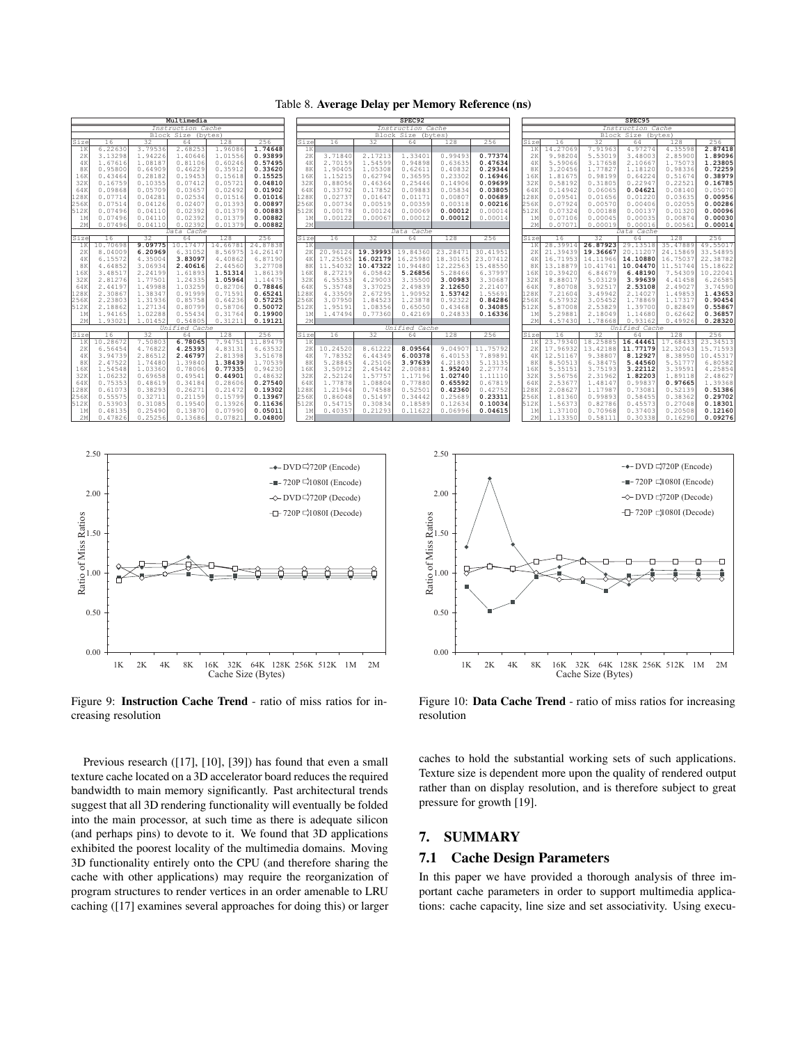Table 8. **Average Delay per Memory Reference (ns)**

**Multimedia**

*Instruction Cache*

| Size | 16 | 32 | 64 | 128 | 256 |
|---|---|---|---|---|---|
| 1K | 6.22630 | 3.79536 | 2.68253 | 1.96086 | **1.74648** |
| 2K | 3.13298 | 1.94226 | 1.40646 | 1.01556 | **0.93899** |
| 4K | 1.67616 | 1.08187 | 0.81106 | 0.60246 | **0.57495** |
| 8K | 0.95800 | 0.64909 | 0.46229 | 0.35912 | **0.33620** |
| 16K | 0.43464 | 0.28182 | 0.19453 | 0.15618 | **0.15525** |
| 32K | 0.16759 | 0.10355 | 0.07412 | 0.05721 | **0.04810** |
| 64K | 0.09868 | 0.05709 | 0.03657 | 0.02492 | **0.01902** |
| 128K | 0.07714 | 0.04281 | 0.02534 | 0.01516 | **0.01016** |
| 256K | 0.07514 | 0.04126 | 0.02407 | 0.01393 | **0.00897** |
| 512K | 0.07496 | 0.04110 | 0.02392 | 0.01379 | **0.00883** |
| 1M | 0.07496 | 0.04110 | 0.02392 | 0.01379 | **0.00882** |
| 2M | 0.07496 | 0.04110 | 0.02392 | 0.01379 | **0.00882** |

*Data Cache*

| Size | 16 | 32 | 64 | 128 | 256 |
|---|---|---|---|---|---|
| 1K | 10.70698 | **9.09775** | 10.17477 | 14.66781 | 24.87838 |
| 2K | 8.04009 | **6.20969** | 6.31052 | 8.56975 | 14.26147 |
| 4K | 6.15572 | 4.35004 | **3.83097** | 4.40862 | 6.87190 |
| 8K | 4.64852 | 3.06934 | **2.40616** | 2.44560 | 3.27708 |
| 16K | 3.48517 | 2.24199 | 1.61893 | **1.51314** | 1.86139 |
| 32K | 2.81276 | 1.77501 | 1.24335 | **1.05964** | 1.14475 |
| 64K | 2.44197 | 1.49988 | 1.03259 | 0.82706 | **0.78846** |
| 128K | 2.30867 | 1.38347 | 0.91999 | 0.71591 | **0.65241** |
| 256K | 2.23803 | 1.31936 | 0.85758 | 0.64236 | **0.57225** |
| 512K | 2.18862 | 1.27134 | 0.80799 | 0.58706 | **0.50072** |
| 1M | 1.94165 | 1.02288 | 0.55434 | 0.31764 | **0.19900** |
| 2M | 1.93021 | 1.01452 | 0.54805 | 0.31211 | **0.19121** |

*Unified Cache*

| Size | 16 | 32 | 64 | 128 | 256 |
|---|---|---|---|---|---|
| 1K | 10.28672 | 7.50803 | **6.78065** | 7.94751 | 11.89479 |
| 2K | 6.56454 | 4.76822 | **4.25393** | 4.83131 | 6.63532 |
| 4K | 3.94739 | 2.86512 | **2.46797** | 2.81398 | 3.51678 |
| 8K | 2.47522 | 1.74480 | 1.39840 | **1.38439** | 1.70539 |
| 16K | 1.54548 | 1.03360 | 0.78006 | **0.77335** | 0.94230 |
| 32K | 1.06232 | 0.69658 | 0.49541 | **0.44901** | 0.48632 |
| 64K | 0.75353 | 0.48619 | 0.34184 | 0.28606 | **0.27540** |
| 128K | 0.61073 | 0.38293 | 0.26271 | 0.21472 | **0.19302** |
| 256K | 0.55575 | 0.32711 | 0.21159 | 0.15799 | **0.13967** |
| 512K | 0.53903 | 0.31085 | 0.19540 | 0.13926 | **0.11636** |
| 1M | 0.48135 | 0.25490 | 0.13870 | 0.07990 | **0.05011** |
| 2M | 0.47826 | 0.25256 | 0.13686 | 0.07821 | **0.04800** |

**SPEC92**

*Instruction Cache*

| Size | 16 | 32 | 64 | 128 | 256 |
|---|---|---|---|---|---|
| 1K | | | | | |
| 2K | 3.71840 | 2.17213 | 1.33401 | 0.99493 | **0.77374** |
| 4K | 2.70159 | 1.54599 | 0.94898 | 0.63635 | **0.47634** |
| 8K | 1.90405 | 1.05308 | 0.62611 | 0.40832 | **0.29344** |
| 16K | 1.15215 | 0.62794 | 0.36595 | 0.23302 | **0.16946** |
| 32K | 0.88056 | 0.46364 | 0.25446 | 0.14906 | **0.09699** |
| 64K | 0.33792 | 0.17852 | 0.09883 | 0.05834 | **0.03805** |
| 128K | 0.02737 | 0.01647 | 0.01171 | 0.00807 | **0.00689** |
| 256K | 0.00734 | 0.00519 | 0.00359 | 0.00318 | **0.00216** |
| 512K | 0.00178 | 0.00124 | 0.00069 | **0.00012** | 0.00014 |
| 1M | 0.00122 | 0.00067 | 0.00012 | **0.00012** | 0.00014 |
| 2M | | | | | |

*Data Cache*

| Size | 16 | 32 | 64 | 128 | 256 |
|---|---|---|---|---|---|
| 1K | | | | | |
| 2K | 20.96124 | **19.39993** | 19.84360 | 23.28471 | 30.41951 |
| 4K | 17.25565 | **16.02179** | 16.25980 | 18.30165 | 23.07412 |
| 8K | 11.54032 | **10.47322** | 10.94480 | 12.22563 | 15.48550 |
| 16K | 8.27219 | 6.05842 | **5.26856** | 5.28466 | 6.37997 |
| 32K | 6.55353 | 4.29003 | 3.35500 | **3.00983** | 3.30687 |
| 64K | 5.35748 | 3.37025 | 2.49839 | **2.12650** | 2.21407 |
| 128K | 4.33509 | 2.67295 | 1.90952 | **1.53742** | 1.55691 |
| 256K | 3.07950 | 1.84523 | 1.23878 | 0.92322 | **0.84286** |
| 512K | 1.95191 | 1.08356 | 0.65050 | 0.43468 | **0.34085** |
| 1M | 1.47494 | 0.77360 | 0.42169 | 0.24833 | **0.16336** |
| 2M | | | | | |

*Unified Cache*

| Size | 16 | 32 | 64 | 128 | 256 |
|---|---|---|---|---|---|
| 1K | | | | | |
| 2K | 10.24520 | 8.61222 | **8.09564** | 9.04907 | 11.75792 |
| 4K | 7.78352 | 6.44349 | **6.00378** | 6.40153 | 7.89891 |
| 8K | 5.28845 | 4.25106 | **3.97639** | 4.21803 | 5.13135 |
| 16K | 3.50912 | 2.45442 | 2.00881 | **1.95240** | 2.27774 |
| 32K | 2.52124 | 1.57757 | 1.17196 | **1.02740** | 1.11110 |
| 64K | 1.77878 | 1.08804 | 0.77880 | **0.65592** | 0.67819 |
| 128K | 1.21944 | 0.74588 | 0.52501 | **0.42360** | 0.42752 |
| 256K | 0.86048 | 0.51497 | 0.34442 | 0.25689 | **0.23311** |
| 512K | 0.54715 | 0.30834 | 0.18589 | 0.12634 | **0.10034** |
| 1M | 0.40357 | 0.21293 | 0.11622 | 0.06996 | **0.04615** |
| 2M | | | | | |

**SPEC95**

*Instruction Cache*

| Size | 16 | 32 | 64 | 128 | 256 |
|---|---|---|---|---|---|
| 1K | 14.27069 | 7.91963 | 4.97274 | 4.35598 | **2.87418** |
| 2K | 9.98204 | 5.53019 | 3.48003 | 2.85900 | **1.89096** |
| 4K | 5.59066 | 3.17658 | 2.10667 | 1.75073 | **1.23805** |
| 8K | 3.20456 | 1.77827 | 1.18120 | 0.98336 | **0.72259** |
| 16K | 1.81675 | 0.98199 | 0.64224 | 0.51674 | **0.38979** |
| 32K | 0.58192 | 0.31805 | 0.22947 | 0.22521 | **0.16785** |
| 64K | 0.14942 | 0.06065 | **0.04621** | 0.08140 | 0.05070 |
| 128K | 0.09541 | 0.01656 | 0.01220 | 0.03635 | **0.00956** |
| 256K | 0.07924 | 0.00570 | 0.00406 | 0.02055 | **0.00286** |
| 512K | 0.07324 | 0.00188 | 0.00137 | 0.01320 | **0.00096** |
| 1M | 0.07106 | 0.00045 | 0.00035 | 0.00874 | **0.00030** |
| 2M | 0.07071 | 0.00019 | 0.00016 | 0.00561 | **0.00014** |

*Data Cache*

| Size | 16 | 32 | 64 | 128 | 256 |
|---|---|---|---|---|---|
| 1K | 28.39914 | **26.87923** | 29.13518 | 35.47889 | 49.55017 |
| 2K | 21.39439 | **19.36667** | 20.11207 | 24.15869 | 33.54895 |
| 4K | 16.71953 | 14.11966 | **14.10880** | 16.75037 | 22.38782 |
| 8K | 13.18879 | 10.41741 | **10.04470** | 11.51744 | 15.18622 |
| 16K | 10.39420 | 6.84679 | **6.48190** | 7.54309 | 10.22041 |
| 32K | 8.88017 | 5.03129 | **3.99639** | 4.41458 | 6.26585 |
| 64K | 7.80708 | 3.92517 | **2.53108** | 2.49027 | 3.74590 |
| 128K | 7.21604 | 3.49942 | 2.14027 | 1.49853 | **1.43653** |
| 256K | 6.57932 | 3.05452 | 1.78869 | 1.17317 | **0.90454** |
| 512K | 5.87008 | 2.53829 | 1.39700 | 0.82849 | **0.55867** |
| 1M | 5.29881 | 2.18049 | 1.14680 | 0.62642 | **0.36857** |
| 2M | 4.57430 | 1.78668 | 0.93162 | 0.49926 | **0.28320** |

*Unified Cache*

| Size | 16 | 32 | 64 | 128 | 256 |
|---|---|---|---|---|---|
| 1K | 23.79340 | 18.25885 | **16.44461** | 17.68433 | 23.34513 |
| 2K | 17.96932 | 13.42188 | **11.77179** | 12.32043 | 15.71593 |
| 4K | 12.51167 | 9.38807 | **8.12927** | 8.38950 | 10.45317 |
| 8K | 8.50513 | 6.38475 | **5.44560** | 5.51777 | 6.80582 |
| 16K | 5.35151 | 3.75193 | **3.22112** | 3.39591 | 4.25854 |
| 32K | 3.56756 | 2.31962 | **1.82203** | 1.89118 | 2.48627 |
| 64K | 2.53677 | 1.48147 | 0.99837 | **0.97665** | 1.39368 |
| 128K | 2.08627 | 1.17987 | 0.73081 | 0.52139 | **0.51386** |
| 256K | 1.81360 | 0.99893 | 0.58455 | 0.38362 | **0.29702** |
| 512K | 1.56373 | 0.82786 | 0.45573 | 0.27048 | **0.18301** |
| 1M | 1.37100 | 0.70968 | 0.37403 | 0.20508 | **0.12160** |
| 2M | 1.13350 | 0.58111 | 0.30338 | 0.16290 | **0.09276** |

Figure 9: **Instruction Cache Trend** - ratio of miss ratios for increasing resolution

Figure 10: **Data Cache Trend** - ratio of miss ratios for increasing resolution

Previous research ([17], [10], [39]) has found that even a small texture cache located on a 3D accelerator board reduces the required bandwidth to main memory significantly. Past architectural trends suggest that all 3D rendering functionality will eventually be folded into the main processor, at such time as there is adequate silicon (and perhaps pins) to devote to it. We found that 3D applications exhibited the poorest locality of the multimedia domains. Moving 3D functionality entirely onto the CPU (and therefore sharing the cache with other applications) may require the reorganization of program structures to render vertices in an order amenable to LRU caching ([17] examines several approaches for doing this) or larger caches to hold the substantial working sets of such applications. Texture size is dependent more upon the quality of rendered output rather than on display resolution, and is therefore subject to great pressure for growth [19].

## 7. SUMMARY

### 7.1 Cache Design Parameters

In this paper we have provided a thorough analysis of three important cache parameters in order to support multimedia applications: cache capacity, line size and set associativity. Using execu-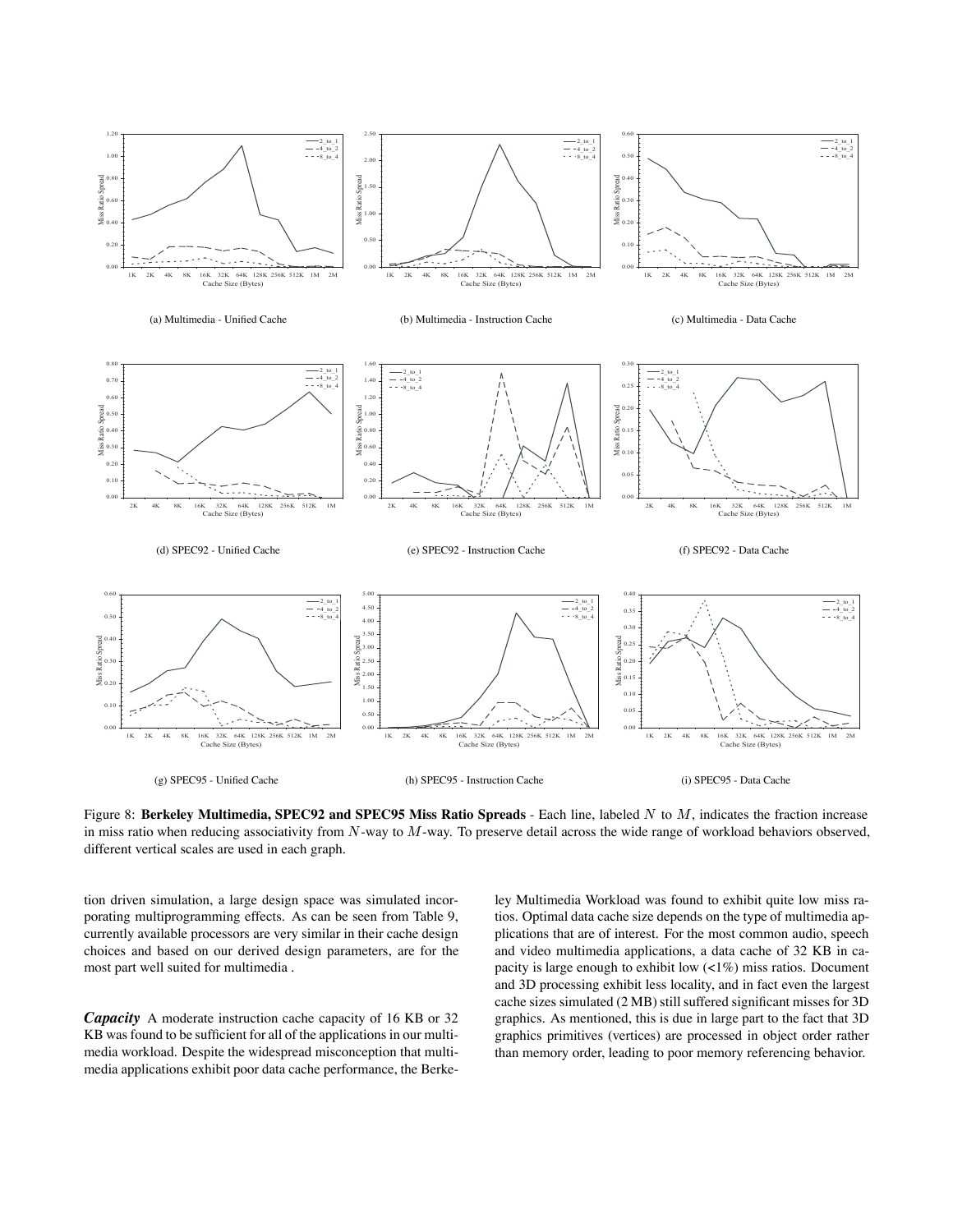(a) Multimedia - Unified Cache

(b) Multimedia - Instruction Cache

(c) Multimedia - Data Cache

(d) SPEC92 - Unified Cache

(e) SPEC92 - Instruction Cache

(f) SPEC92 - Data Cache

(g) SPEC95 - Unified Cache

(h) SPEC95 - Instruction Cache

(i) SPEC95 - Data Cache

Figure 8: **Berkeley Multimedia, SPEC92 and SPEC95 Miss Ratio Spreads** - Each line, labeled $N$ to $M$, indicates the fraction increase in miss ratio when reducing associativity from $N$-way to $M$-way. To preserve detail across the wide range of workload behaviors observed, different vertical scales are used in each graph.

tion driven simulation, a large design space was simulated incorporating multiprogramming effects. As can be seen from Table 9, currently available processors are very similar in their cache design choices and based on our derived design parameters, are for the most part well suited for multimedia .

***Capacity*** A moderate instruction cache capacity of 16 KB or 32 KB was found to be sufficient for all of the applications in our multimedia workload. Despite the widespread misconception that multimedia applications exhibit poor data cache performance, the Berkeley Multimedia Workload was found to exhibit quite low miss ratios. Optimal data cache size depends on the type of multimedia applications that are of interest. For the most common audio, speech and video multimedia applications, a data cache of 32 KB in capacity is large enough to exhibit low (<1%) miss ratios. Document and 3D processing exhibit less locality, and in fact even the largest cache sizes simulated (2 MB) still suffered significant misses for 3D graphics. As mentioned, this is due in large part to the fact that 3D graphics primitives (vertices) are processed in object order rather than memory order, leading to poor memory referencing behavior.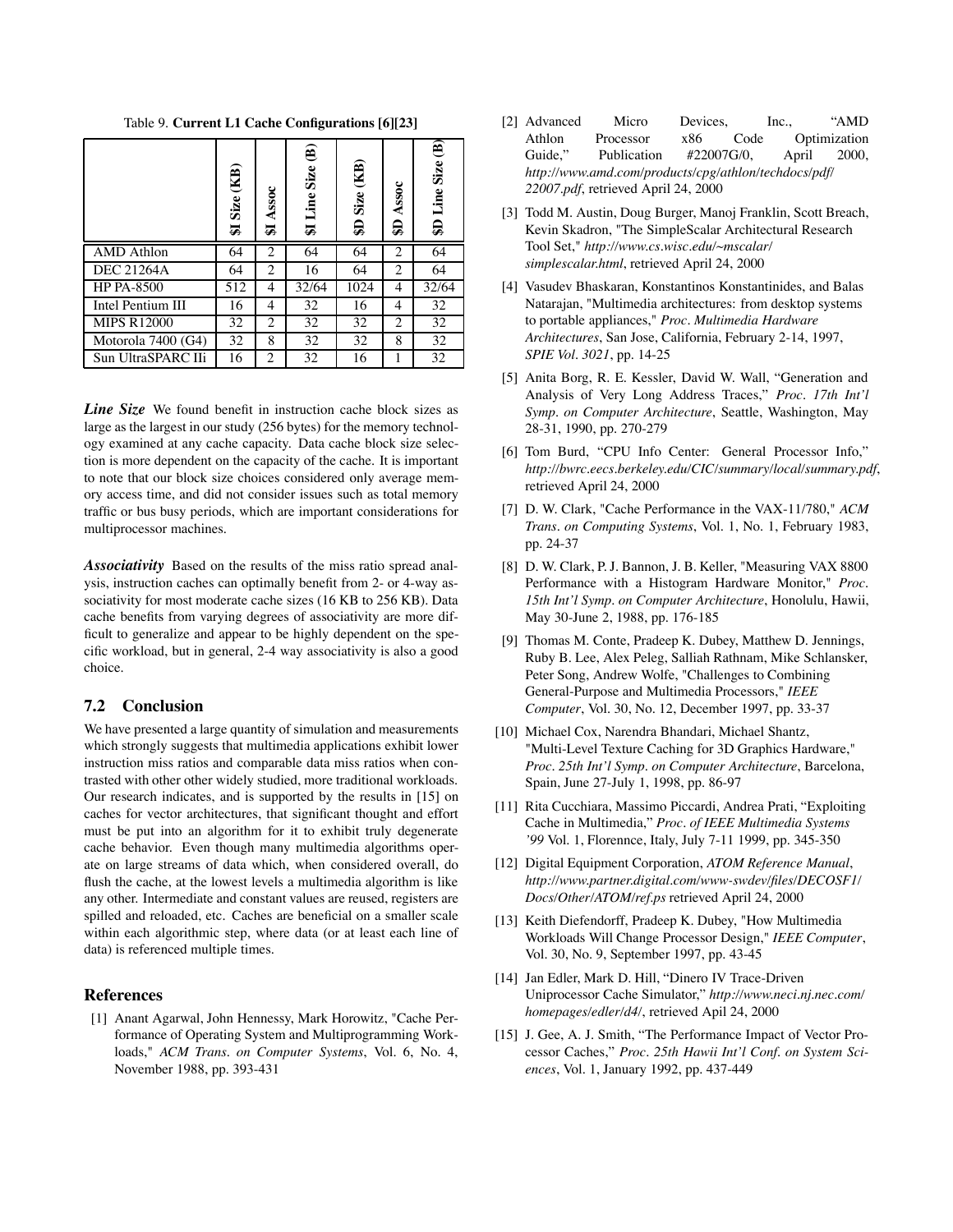Table 9. **Current L1 Cache Configurations [6][23]**

| | $I Size (KB) | $I Assoc | $I Line Size (B) | $D Size (KB) | $D Assoc | $D Line Size (B) |
|---|---|---|---|---|---|---|
| AMD Athlon | 64 | 2 | 64 | 64 | 2 | 64 |
| DEC 21264A | 64 | 2 | 16 | 64 | 2 | 64 |
| HP PA-8500 | 512 | 4 | 32/64 | 1024 | 4 | 32/64 |
| Intel Pentium III | 16 | 4 | 32 | 16 | 4 | 32 |
| MIPS R12000 | 32 | 2 | 32 | 32 | 2 | 32 |
| Motorola 7400 (G4) | 32 | 8 | 32 | 32 | 8 | 32 |
| Sun UltraSPARC IIi | 16 | 2 | 32 | 16 | 1 | 32 |

***Line Size*** We found benefit in instruction cache block sizes as large as the largest in our study (256 bytes) for the memory technology examined at any cache capacity. Data cache block size selection is more dependent on the capacity of the cache. It is important to note that our block size choices considered only average memory access time, and did not consider issues such as total memory traffic or bus busy periods, which are important considerations for multiprocessor machines.

***Associativity*** Based on the results of the miss ratio spread analysis, instruction caches can optimally benefit from 2- or 4-way associativity for most moderate cache sizes (16 KB to 256 KB). Data cache benefits from varying degrees of associativity are more difficult to generalize and appear to be highly dependent on the specific workload, but in general, 2-4 way associativity is also a good choice.

## 7.2 Conclusion

We have presented a large quantity of simulation and measurements which strongly suggests that multimedia applications exhibit lower instruction miss ratios and comparable data miss ratios when contrasted with other other widely studied, more traditional workloads. Our research indicates, and is supported by the results in [15] on caches for vector architectures, that significant thought and effort must be put into an algorithm for it to exhibit truly degenerate cache behavior. Even though many multimedia algorithms operate on large streams of data which, when considered overall, do flush the cache, at the lowest levels a multimedia algorithm is like any other. Intermediate and constant values are reused, registers are spilled and reloaded, etc. Caches are beneficial on a smaller scale within each algorithmic step, where data (or at least each line of data) is referenced multiple times.

## References

[1] Anant Agarwal, John Hennessy, Mark Horowitz, "Cache Performance of Operating System and Multiprogramming Workloads," *ACM Trans. on Computer Systems*, Vol. 6, No. 4, November 1988, pp. 393-431

[2] Advanced Micro Devices, Inc., "AMD Athlon Processor x86 Code Optimization Guide," Publication #22007G/0, April 2000, *http://www.amd.com/products/cpg/athlon/techdocs/pdf/22007.pdf*, retrieved April 24, 2000

[3] Todd M. Austin, Doug Burger, Manoj Franklin, Scott Breach, Kevin Skadron, "The SimpleScalar Architectural Research Tool Set," *http://www.cs.wisc.edu/~mscalar/simplescalar.html*, retrieved April 24, 2000

[4] Vasudev Bhaskaran, Konstantinos Konstantinides, and Balas Natarajan, "Multimedia architectures: from desktop systems to portable appliances," *Proc. Multimedia Hardware Architectures*, San Jose, California, February 2-14, 1997, *SPIE Vol. 3021*, pp. 14-25

[5] Anita Borg, R. E. Kessler, David W. Wall, "Generation and Analysis of Very Long Address Traces," *Proc. 17th Int'l Symp. on Computer Architecture*, Seattle, Washington, May 28-31, 1990, pp. 270-279

[6] Tom Burd, "CPU Info Center: General Processor Info," *http://bwrc.eecs.berkeley.edu/CIC/summary/local/summary.pdf*, retrieved April 24, 2000

[7] D. W. Clark, "Cache Performance in the VAX-11/780," *ACM Trans. on Computing Systems*, Vol. 1, No. 1, February 1983, pp. 24-37

[8] D. W. Clark, P. J. Bannon, J. B. Keller, "Measuring VAX 8800 Performance with a Histogram Hardware Monitor," *Proc. 15th Int'l Symp. on Computer Architecture*, Honolulu, Hawii, May 30-June 2, 1988, pp. 176-185

[9] Thomas M. Conte, Pradeep K. Dubey, Matthew D. Jennings, Ruby B. Lee, Alex Peleg, Salliah Rathnam, Mike Schlansker, Peter Song, Andrew Wolfe, "Challenges to Combining General-Purpose and Multimedia Processors," *IEEE Computer*, Vol. 30, No. 12, December 1997, pp. 33-37

[10] Michael Cox, Narendra Bhandari, Michael Shantz, "Multi-Level Texture Caching for 3D Graphics Hardware," *Proc. 25th Int'l Symp. on Computer Architecture*, Barcelona, Spain, June 27-July 1, 1998, pp. 86-97

[11] Rita Cucchiara, Massimo Piccardi, Andrea Prati, "Exploiting Cache in Multimedia," *Proc. of IEEE Multimedia Systems '99* Vol. 1, Florennce, Italy, July 7-11 1999, pp. 345-350

[12] Digital Equipment Corporation, *ATOM Reference Manual*, *http://www.partner.digital.com/www-swdev/files/DECOSF1/Docs/Other/ATOM/ref.ps* retrieved April 24, 2000

[13] Keith Diefendorff, Pradeep K. Dubey, "How Multimedia Workloads Will Change Processor Design," *IEEE Computer*, Vol. 30, No. 9, September 1997, pp. 43-45

[14] Jan Edler, Mark D. Hill, "Dinero IV Trace-Driven Uniprocessor Cache Simulator," *http://www.neci.nj.nec.com/homepages/edler/d4/*, retrieved Apil 24, 2000

[15] J. Gee, A. J. Smith, "The Performance Impact of Vector Processor Caches," *Proc. 25th Hawii Int'l Conf. on System Sciences*, Vol. 1, January 1992, pp. 437-449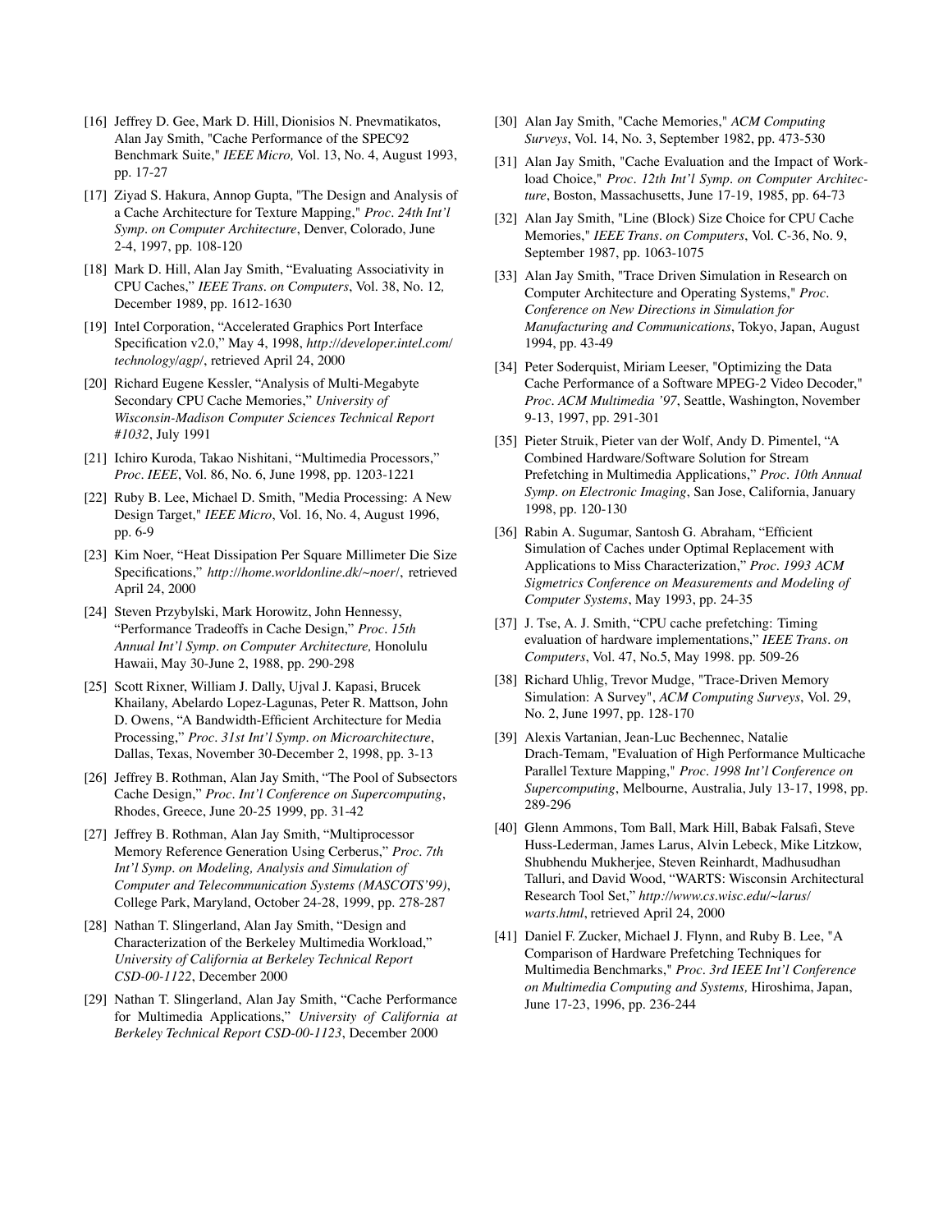[16] Jeffrey D. Gee, Mark D. Hill, Dionisios N. Pnevmatikatos, Alan Jay Smith, "Cache Performance of the SPEC92 Benchmark Suite," *IEEE Micro,* Vol. 13, No. 4, August 1993, pp. 17-27

[17] Ziyad S. Hakura, Annop Gupta, "The Design and Analysis of a Cache Architecture for Texture Mapping," *Proc. 24th Int'l Symp. on Computer Architecture*, Denver, Colorado, June 2-4, 1997, pp. 108-120

[18] Mark D. Hill, Alan Jay Smith, "Evaluating Associativity in CPU Caches," *IEEE Trans. on Computers*, Vol. 38, No. 12, December 1989, pp. 1612-1630

[19] Intel Corporation, "Accelerated Graphics Port Interface Specification v2.0," May 4, 1998, *http://developer.intel.com/technology/agp/*, retrieved April 24, 2000

[20] Richard Eugene Kessler, "Analysis of Multi-Megabyte Secondary CPU Cache Memories," *University of Wisconsin-Madison Computer Sciences Technical Report #1032*, July 1991

[21] Ichiro Kuroda, Takao Nishitani, "Multimedia Processors," *Proc. IEEE*, Vol. 86, No. 6, June 1998, pp. 1203-1221

[22] Ruby B. Lee, Michael D. Smith, "Media Processing: A New Design Target," *IEEE Micro*, Vol. 16, No. 4, August 1996, pp. 6-9

[23] Kim Noer, "Heat Dissipation Per Square Millimeter Die Size Specifications," *http://home.worldonline.dk/~noer/*, retrieved April 24, 2000

[24] Steven Przybylski, Mark Horowitz, John Hennessy, "Performance Tradeoffs in Cache Design," *Proc. 15th Annual Int'l Symp. on Computer Architecture,* Honolulu Hawaii, May 30-June 2, 1988, pp. 290-298

[25] Scott Rixner, William J. Dally, Ujval J. Kapasi, Brucek Khailany, Abelardo Lopez-Lagunas, Peter R. Mattson, John D. Owens, "A Bandwidth-Efficient Architecture for Media Processing," *Proc. 31st Int'l Symp. on Microarchitecture*, Dallas, Texas, November 30-December 2, 1998, pp. 3-13

[26] Jeffrey B. Rothman, Alan Jay Smith, "The Pool of Subsectors Cache Design," *Proc. Int'l Conference on Supercomputing*, Rhodes, Greece, June 20-25 1999, pp. 31-42

[27] Jeffrey B. Rothman, Alan Jay Smith, "Multiprocessor Memory Reference Generation Using Cerberus," *Proc. 7th Int'l Symp. on Modeling, Analysis and Simulation of Computer and Telecommunication Systems (MASCOTS'99)*, College Park, Maryland, October 24-28, 1999, pp. 278-287

[28] Nathan T. Slingerland, Alan Jay Smith, "Design and Characterization of the Berkeley Multimedia Workload," *University of California at Berkeley Technical Report CSD-00-1122*, December 2000

[29] Nathan T. Slingerland, Alan Jay Smith, "Cache Performance for Multimedia Applications," *University of California at Berkeley Technical Report CSD-00-1123*, December 2000

[30] Alan Jay Smith, "Cache Memories," *ACM Computing Surveys*, Vol. 14, No. 3, September 1982, pp. 473-530

[31] Alan Jay Smith, "Cache Evaluation and the Impact of Workload Choice," *Proc. 12th Int'l Symp. on Computer Architecture*, Boston, Massachusetts, June 17-19, 1985, pp. 64-73

[32] Alan Jay Smith, "Line (Block) Size Choice for CPU Cache Memories," *IEEE Trans. on Computers*, Vol. C-36, No. 9, September 1987, pp. 1063-1075

[33] Alan Jay Smith, "Trace Driven Simulation in Research on Computer Architecture and Operating Systems," *Proc. Conference on New Directions in Simulation for Manufacturing and Communications*, Tokyo, Japan, August 1994, pp. 43-49

[34] Peter Soderquist, Miriam Leeser, "Optimizing the Data Cache Performance of a Software MPEG-2 Video Decoder," *Proc. ACM Multimedia '97*, Seattle, Washington, November 9-13, 1997, pp. 291-301

[35] Pieter Struik, Pieter van der Wolf, Andy D. Pimentel, "A Combined Hardware/Software Solution for Stream Prefetching in Multimedia Applications," *Proc. 10th Annual Symp. on Electronic Imaging*, San Jose, California, January 1998, pp. 120-130

[36] Rabin A. Sugumar, Santosh G. Abraham, "Efficient Simulation of Caches under Optimal Replacement with Applications to Miss Characterization," *Proc. 1993 ACM Sigmetrics Conference on Measurements and Modeling of Computer Systems*, May 1993, pp. 24-35

[37] J. Tse, A. J. Smith, "CPU cache prefetching: Timing evaluation of hardware implementations," *IEEE Trans. on Computers*, Vol. 47, No.5, May 1998. pp. 509-26

[38] Richard Uhlig, Trevor Mudge, "Trace-Driven Memory Simulation: A Survey", *ACM Computing Surveys*, Vol. 29, No. 2, June 1997, pp. 128-170

[39] Alexis Vartanian, Jean-Luc Bechennec, Natalie Drach-Temam, "Evaluation of High Performance Multicache Parallel Texture Mapping," *Proc. 1998 Int'l Conference on Supercomputing*, Melbourne, Australia, July 13-17, 1998, pp. 289-296

[40] Glenn Ammons, Tom Ball, Mark Hill, Babak Falsafi, Steve Huss-Lederman, James Larus, Alvin Lebeck, Mike Litzkow, Shubhendu Mukherjee, Steven Reinhardt, Madhusudhan Talluri, and David Wood, "WARTS: Wisconsin Architectural Research Tool Set," *http://www.cs.wisc.edu/~larus/warts.html*, retrieved April 24, 2000

[41] Daniel F. Zucker, Michael J. Flynn, and Ruby B. Lee, "A Comparison of Hardware Prefetching Techniques for Multimedia Benchmarks," *Proc. 3rd IEEE Int'l Conference on Multimedia Computing and Systems,* Hiroshima, Japan, June 17-23, 1996, pp. 236-244